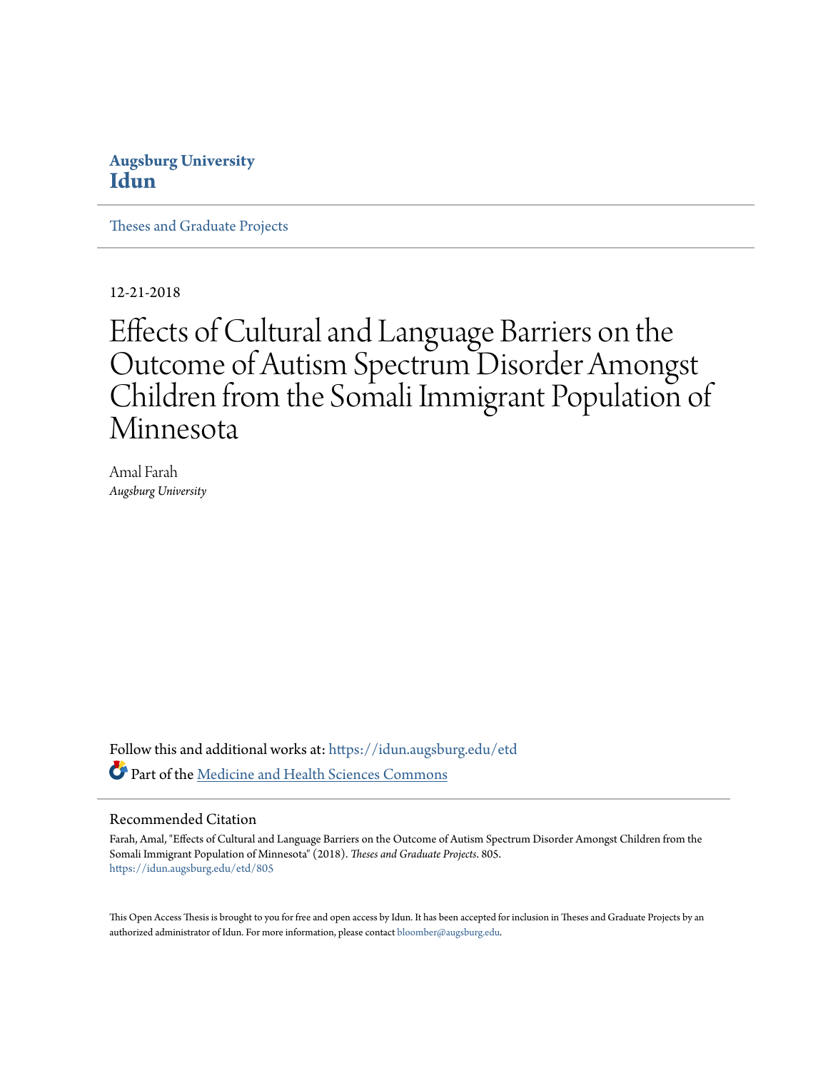**Augsburg University**
**Idun**

Theses and Graduate Projects

12-21-2018

# Effects of Cultural and Language Barriers on the Outcome of Autism Spectrum Disorder Amongst Children from the Somali Immigrant Population of Minnesota

Amal Farah
*Augsburg University*

Follow this and additional works at: https://idun.augsburg.edu/etd

Part of the Medicine and Health Sciences Commons

## Recommended Citation

Farah, Amal, "Effects of Cultural and Language Barriers on the Outcome of Autism Spectrum Disorder Amongst Children from the Somali Immigrant Population of Minnesota" (2018). *Theses and Graduate Projects*. 805.
https://idun.augsburg.edu/etd/805

This Open Access Thesis is brought to you for free and open access by Idun. It has been accepted for inclusion in Theses and Graduate Projects by an authorized administrator of Idun. For more information, please contact bloomber@augsburg.edu.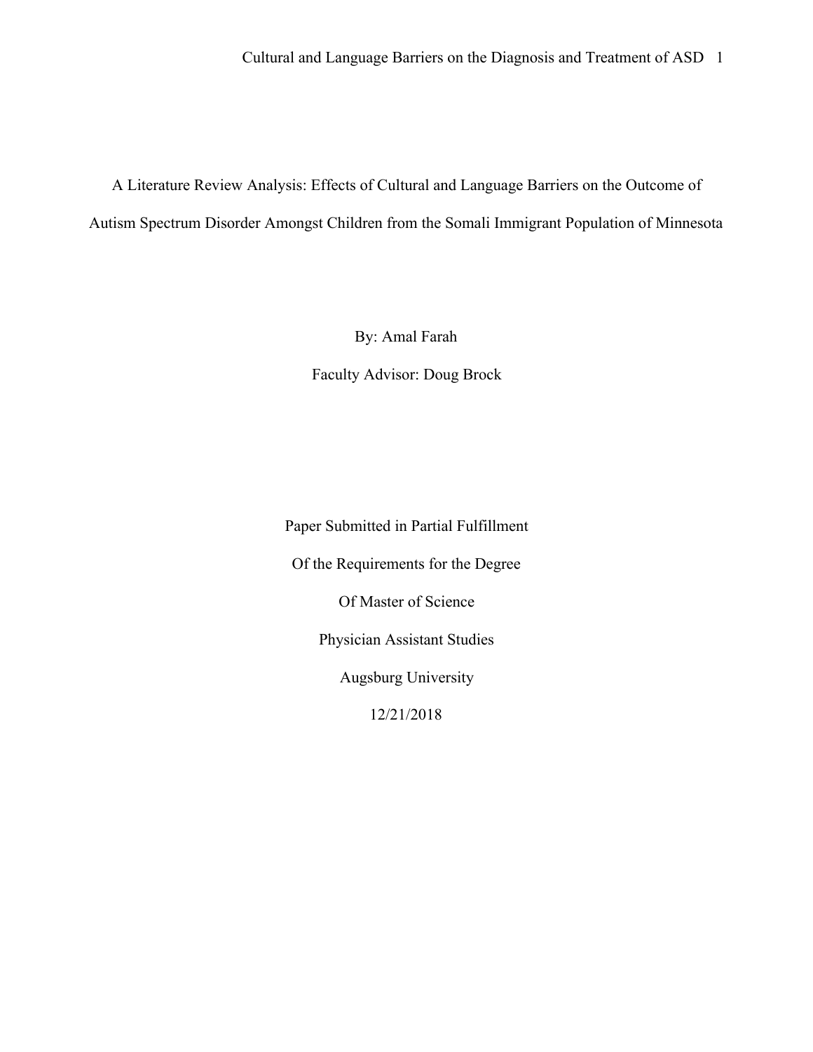# A Literature Review Analysis: Effects of Cultural and Language Barriers on the Outcome of Autism Spectrum Disorder Amongst Children from the Somali Immigrant Population of Minnesota

By: Amal Farah

Faculty Advisor: Doug Brock

Paper Submitted in Partial Fulfillment

Of the Requirements for the Degree

Of Master of Science

Physician Assistant Studies

Augsburg University

12/21/2018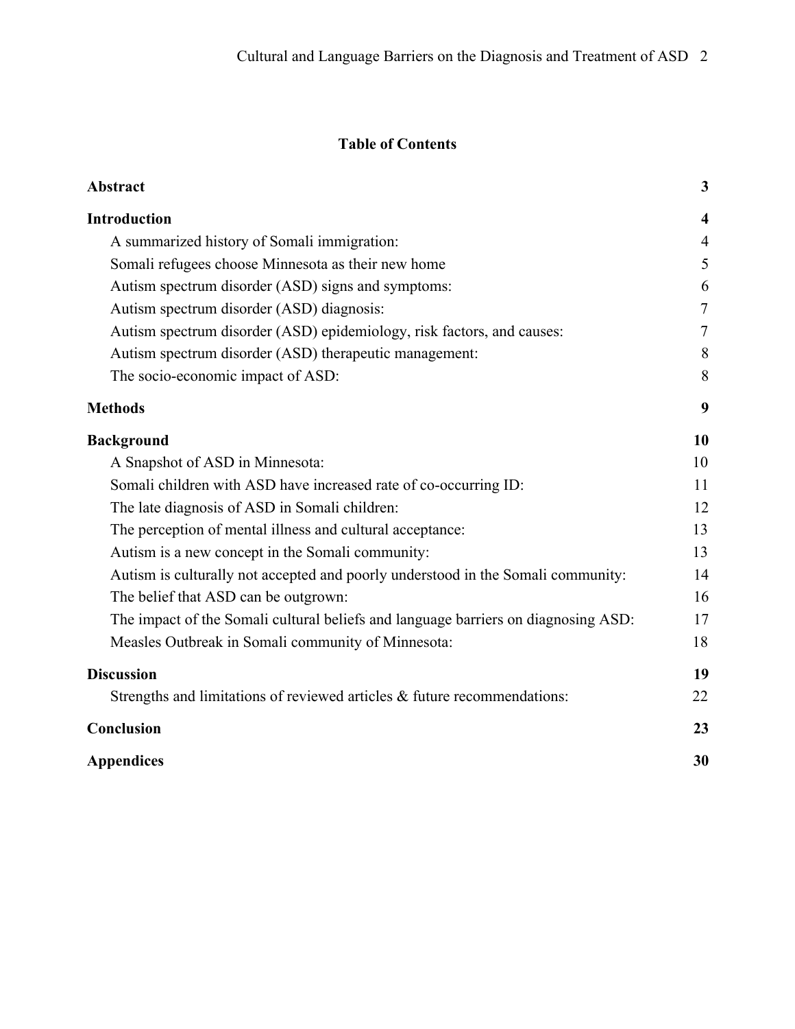# Table of Contents

| | |
|---|---|
| **Abstract** | **3** |
| **Introduction** | **4** |
| A summarized history of Somali immigration: | 4 |
| Somali refugees choose Minnesota as their new home | 5 |
| Autism spectrum disorder (ASD) signs and symptoms: | 6 |
| Autism spectrum disorder (ASD) diagnosis: | 7 |
| Autism spectrum disorder (ASD) epidemiology, risk factors, and causes: | 7 |
| Autism spectrum disorder (ASD) therapeutic management: | 8 |
| The socio-economic impact of ASD: | 8 |
| **Methods** | **9** |
| **Background** | **10** |
| A Snapshot of ASD in Minnesota: | 10 |
| Somali children with ASD have increased rate of co-occurring ID: | 11 |
| The late diagnosis of ASD in Somali children: | 12 |
| The perception of mental illness and cultural acceptance: | 13 |
| Autism is a new concept in the Somali community: | 13 |
| Autism is culturally not accepted and poorly understood in the Somali community: | 14 |
| The belief that ASD can be outgrown: | 16 |
| The impact of the Somali cultural beliefs and language barriers on diagnosing ASD: | 17 |
| Measles Outbreak in Somali community of Minnesota: | 18 |
| **Discussion** | **19** |
| Strengths and limitations of reviewed articles & future recommendations: | 22 |
| **Conclusion** | **23** |
| **Appendices** | **30** |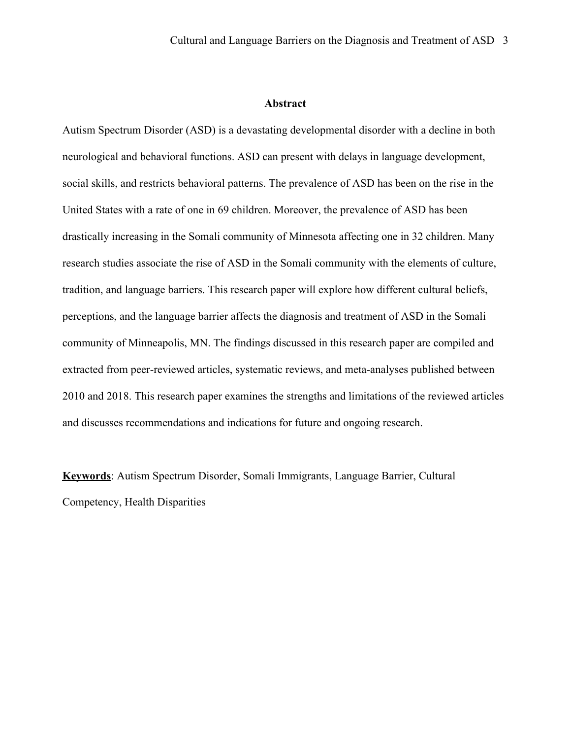## Abstract

Autism Spectrum Disorder (ASD) is a devastating developmental disorder with a decline in both neurological and behavioral functions. ASD can present with delays in language development, social skills, and restricts behavioral patterns. The prevalence of ASD has been on the rise in the United States with a rate of one in 69 children. Moreover, the prevalence of ASD has been drastically increasing in the Somali community of Minnesota affecting one in 32 children. Many research studies associate the rise of ASD in the Somali community with the elements of culture, tradition, and language barriers. This research paper will explore how different cultural beliefs, perceptions, and the language barrier affects the diagnosis and treatment of ASD in the Somali community of Minneapolis, MN. The findings discussed in this research paper are compiled and extracted from peer-reviewed articles, systematic reviews, and meta-analyses published between 2010 and 2018. This research paper examines the strengths and limitations of the reviewed articles and discusses recommendations and indications for future and ongoing research.

**Keywords**: Autism Spectrum Disorder, Somali Immigrants, Language Barrier, Cultural Competency, Health Disparities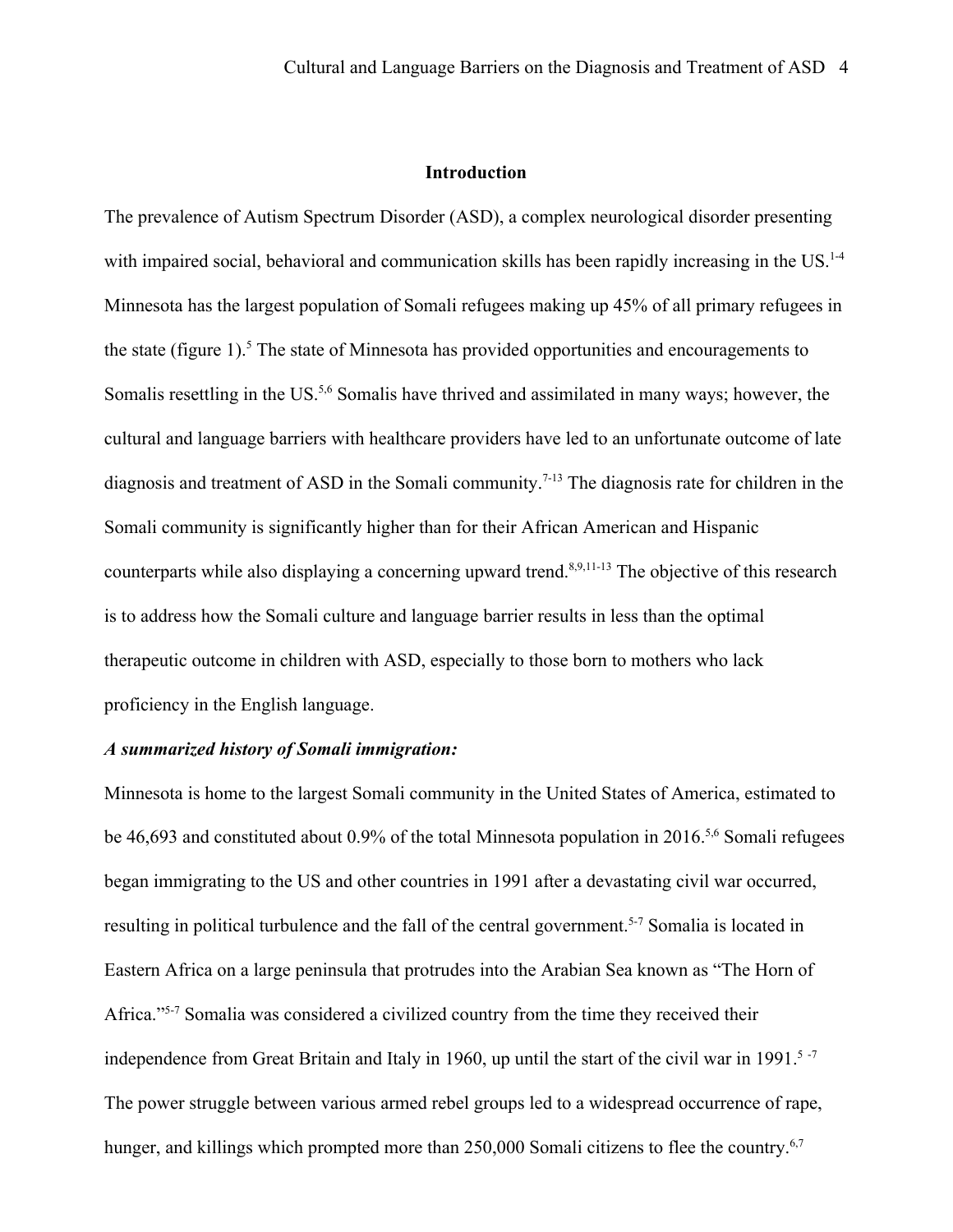## Introduction

The prevalence of Autism Spectrum Disorder (ASD), a complex neurological disorder presenting with impaired social, behavioral and communication skills has been rapidly increasing in the US.[1-4] Minnesota has the largest population of Somali refugees making up 45% of all primary refugees in the state (figure 1).[5] The state of Minnesota has provided opportunities and encouragements to Somalis resettling in the US.[5,6] Somalis have thrived and assimilated in many ways; however, the cultural and language barriers with healthcare providers have led to an unfortunate outcome of late diagnosis and treatment of ASD in the Somali community.[7-13] The diagnosis rate for children in the Somali community is significantly higher than for their African American and Hispanic counterparts while also displaying a concerning upward trend.[8,9,11-13] The objective of this research is to address how the Somali culture and language barrier results in less than the optimal therapeutic outcome in children with ASD, especially to those born to mothers who lack proficiency in the English language.

### *A summarized history of Somali immigration:*

Minnesota is home to the largest Somali community in the United States of America, estimated to be 46,693 and constituted about 0.9% of the total Minnesota population in 2016.[5,6] Somali refugees began immigrating to the US and other countries in 1991 after a devastating civil war occurred, resulting in political turbulence and the fall of the central government.[5-7] Somalia is located in Eastern Africa on a large peninsula that protrudes into the Arabian Sea known as "The Horn of Africa."[5-7] Somalia was considered a civilized country from the time they received their independence from Great Britain and Italy in 1960, up until the start of the civil war in 1991.[5-7] The power struggle between various armed rebel groups led to a widespread occurrence of rape, hunger, and killings which prompted more than 250,000 Somali citizens to flee the country.[6,7]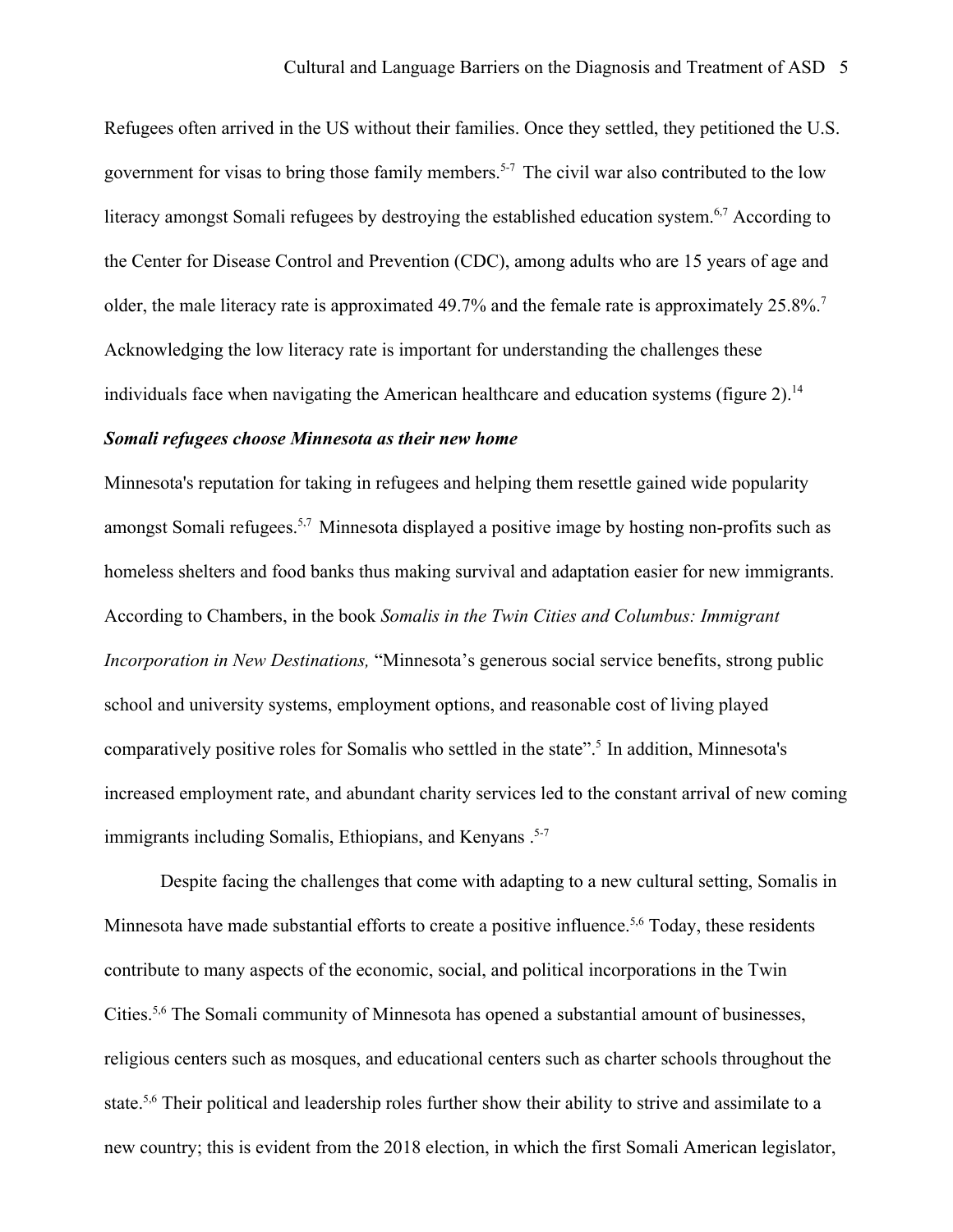Refugees often arrived in the US without their families. Once they settled, they petitioned the U.S. government for visas to bring those family members.[5-7] The civil war also contributed to the low literacy amongst Somali refugees by destroying the established education system.[6,7] According to the Center for Disease Control and Prevention (CDC), among adults who are 15 years of age and older, the male literacy rate is approximated 49.7% and the female rate is approximately 25.8%.[7] Acknowledging the low literacy rate is important for understanding the challenges these individuals face when navigating the American healthcare and education systems (figure 2).[14]

***Somali refugees choose Minnesota as their new home***

Minnesota's reputation for taking in refugees and helping them resettle gained wide popularity amongst Somali refugees.[5,7] Minnesota displayed a positive image by hosting non-profits such as homeless shelters and food banks thus making survival and adaptation easier for new immigrants. According to Chambers, in the book *Somalis in the Twin Cities and Columbus: Immigrant Incorporation in New Destinations,* "Minnesota's generous social service benefits, strong public school and university systems, employment options, and reasonable cost of living played comparatively positive roles for Somalis who settled in the state".[5] In addition, Minnesota's increased employment rate, and abundant charity services led to the constant arrival of new coming immigrants including Somalis, Ethiopians, and Kenyans .[5-7]

Despite facing the challenges that come with adapting to a new cultural setting, Somalis in Minnesota have made substantial efforts to create a positive influence.[5,6] Today, these residents contribute to many aspects of the economic, social, and political incorporations in the Twin Cities.[5,6] The Somali community of Minnesota has opened a substantial amount of businesses, religious centers such as mosques, and educational centers such as charter schools throughout the state.[5,6] Their political and leadership roles further show their ability to strive and assimilate to a new country; this is evident from the 2018 election, in which the first Somali American legislator,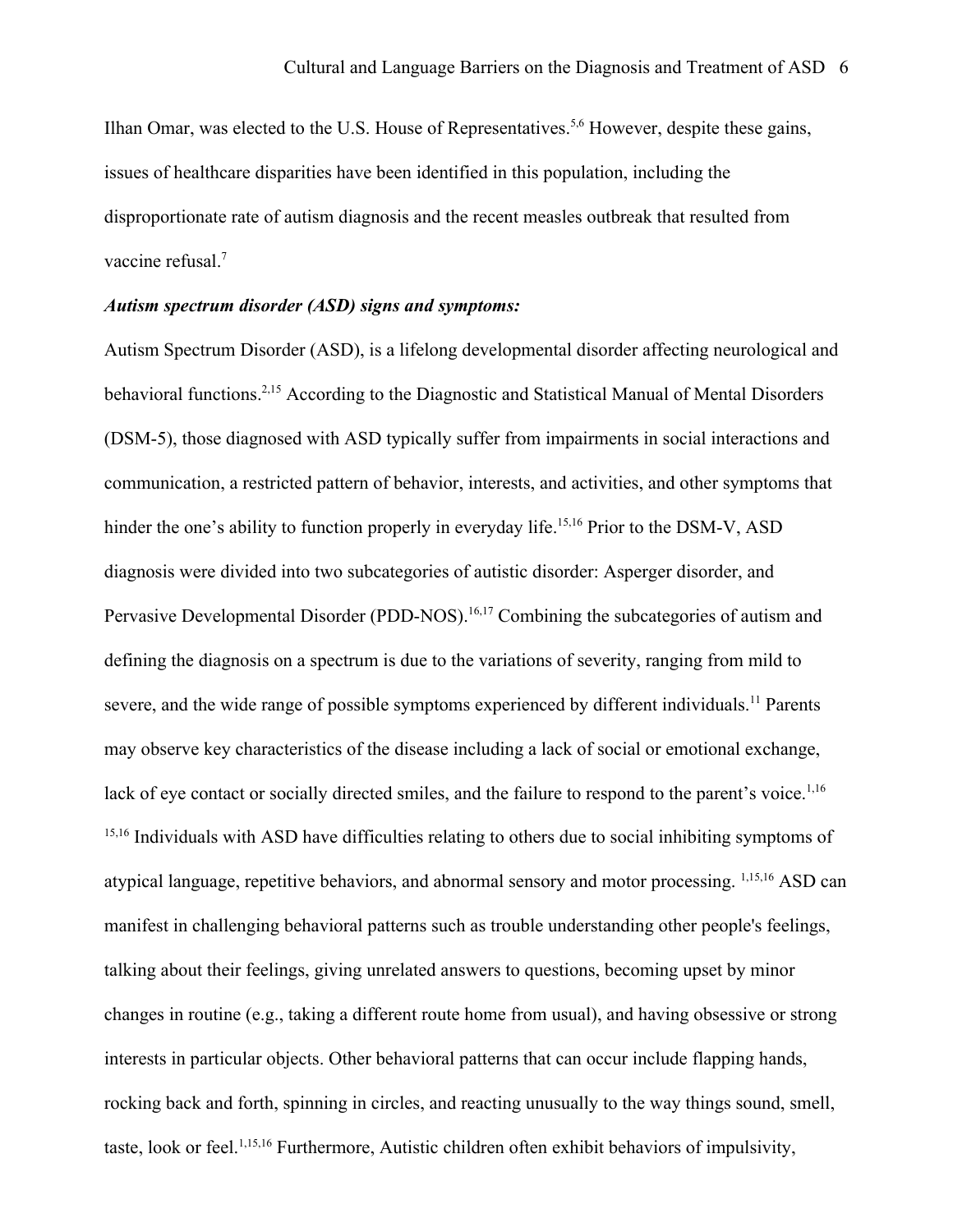Ilhan Omar, was elected to the U.S. House of Representatives.[5,6] However, despite these gains, issues of healthcare disparities have been identified in this population, including the disproportionate rate of autism diagnosis and the recent measles outbreak that resulted from vaccine refusal.[7]

***Autism spectrum disorder (ASD) signs and symptoms:***

Autism Spectrum Disorder (ASD), is a lifelong developmental disorder affecting neurological and behavioral functions.[2,15] According to the Diagnostic and Statistical Manual of Mental Disorders (DSM-5), those diagnosed with ASD typically suffer from impairments in social interactions and communication, a restricted pattern of behavior, interests, and activities, and other symptoms that hinder the one's ability to function properly in everyday life.[15,16] Prior to the DSM-V, ASD diagnosis were divided into two subcategories of autistic disorder: Asperger disorder, and Pervasive Developmental Disorder (PDD-NOS).[16,17] Combining the subcategories of autism and defining the diagnosis on a spectrum is due to the variations of severity, ranging from mild to severe, and the wide range of possible symptoms experienced by different individuals.[11] Parents may observe key characteristics of the disease including a lack of social or emotional exchange, lack of eye contact or socially directed smiles, and the failure to respond to the parent's voice.[1,16] [15,16] Individuals with ASD have difficulties relating to others due to social inhibiting symptoms of atypical language, repetitive behaviors, and abnormal sensory and motor processing. [1,15,16] ASD can manifest in challenging behavioral patterns such as trouble understanding other people's feelings, talking about their feelings, giving unrelated answers to questions, becoming upset by minor changes in routine (e.g., taking a different route home from usual), and having obsessive or strong interests in particular objects. Other behavioral patterns that can occur include flapping hands, rocking back and forth, spinning in circles, and reacting unusually to the way things sound, smell, taste, look or feel.[1,15,16] Furthermore, Autistic children often exhibit behaviors of impulsivity,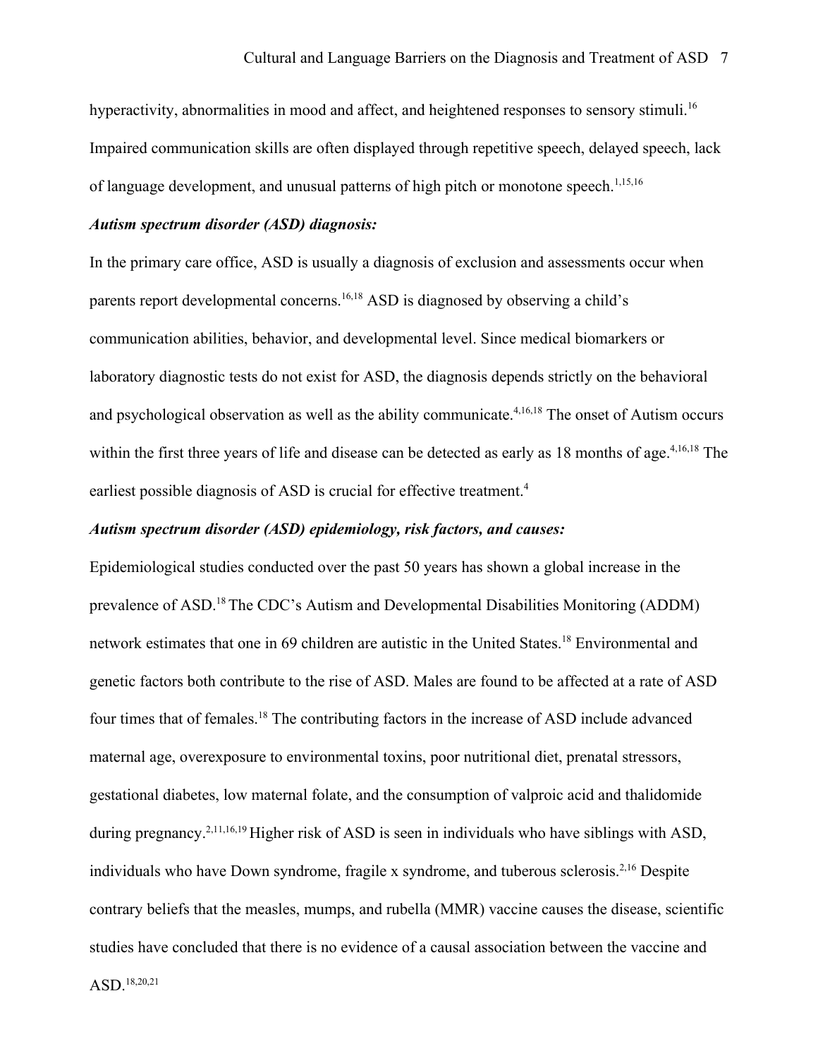hyperactivity, abnormalities in mood and affect, and heightened responses to sensory stimuli.[16] Impaired communication skills are often displayed through repetitive speech, delayed speech, lack of language development, and unusual patterns of high pitch or monotone speech.[1,15,16]

***Autism spectrum disorder (ASD) diagnosis:***

In the primary care office, ASD is usually a diagnosis of exclusion and assessments occur when parents report developmental concerns.[16,18] ASD is diagnosed by observing a child's communication abilities, behavior, and developmental level. Since medical biomarkers or laboratory diagnostic tests do not exist for ASD, the diagnosis depends strictly on the behavioral and psychological observation as well as the ability communicate.[4,16,18] The onset of Autism occurs within the first three years of life and disease can be detected as early as 18 months of age.[4,16,18] The earliest possible diagnosis of ASD is crucial for effective treatment.[4]

***Autism spectrum disorder (ASD) epidemiology, risk factors, and causes:***

Epidemiological studies conducted over the past 50 years has shown a global increase in the prevalence of ASD.[18] The CDC's Autism and Developmental Disabilities Monitoring (ADDM) network estimates that one in 69 children are autistic in the United States.[18] Environmental and genetic factors both contribute to the rise of ASD. Males are found to be affected at a rate of ASD four times that of females.[18] The contributing factors in the increase of ASD include advanced maternal age, overexposure to environmental toxins, poor nutritional diet, prenatal stressors, gestational diabetes, low maternal folate, and the consumption of valproic acid and thalidomide during pregnancy.[2,11,16,19] Higher risk of ASD is seen in individuals who have siblings with ASD, individuals who have Down syndrome, fragile x syndrome, and tuberous sclerosis.[2,16] Despite contrary beliefs that the measles, mumps, and rubella (MMR) vaccine causes the disease, scientific studies have concluded that there is no evidence of a causal association between the vaccine and ASD.[18,20,21]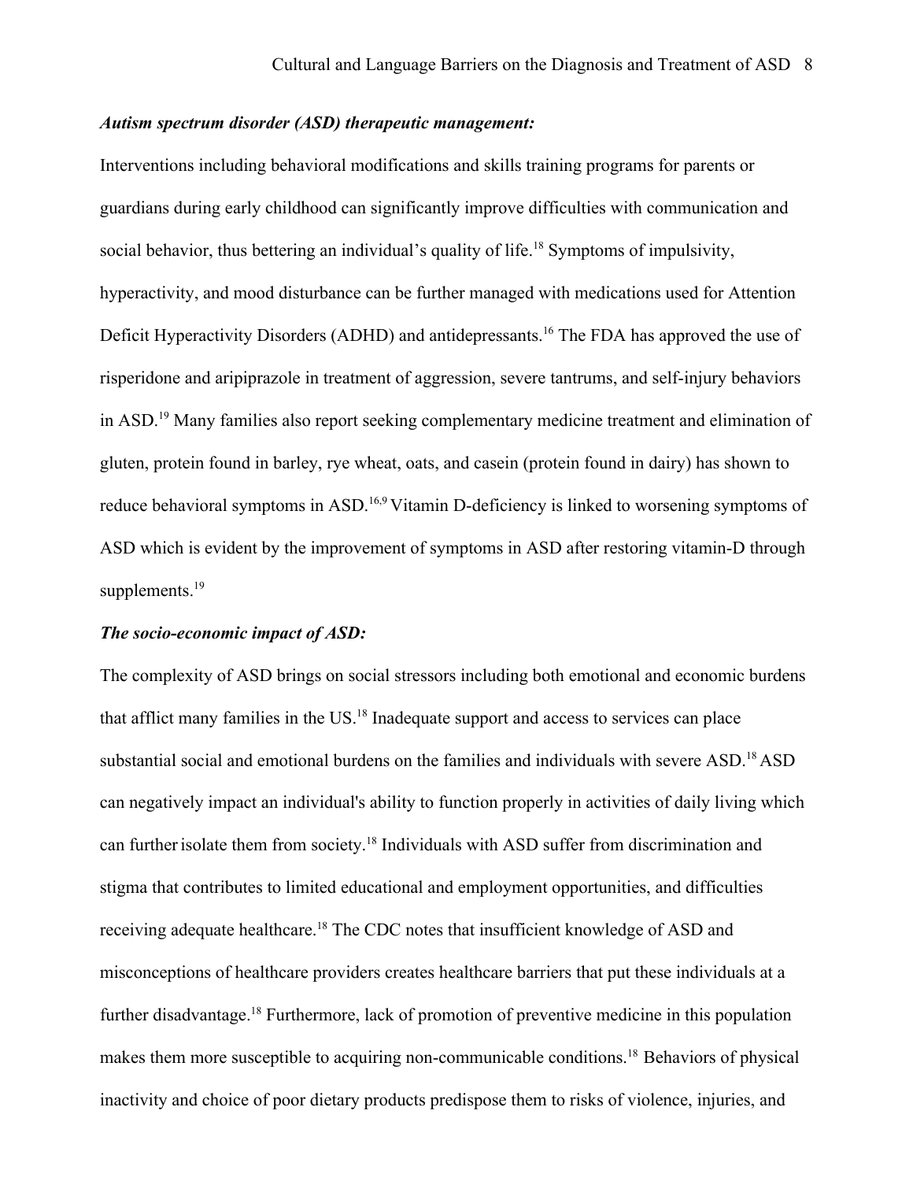***Autism spectrum disorder (ASD) therapeutic management:***

Interventions including behavioral modifications and skills training programs for parents or guardians during early childhood can significantly improve difficulties with communication and social behavior, thus bettering an individual's quality of life.[18] Symptoms of impulsivity, hyperactivity, and mood disturbance can be further managed with medications used for Attention Deficit Hyperactivity Disorders (ADHD) and antidepressants.[16] The FDA has approved the use of risperidone and aripiprazole in treatment of aggression, severe tantrums, and self-injury behaviors in ASD.[19] Many families also report seeking complementary medicine treatment and elimination of gluten, protein found in barley, rye wheat, oats, and casein (protein found in dairy) has shown to reduce behavioral symptoms in ASD.[16,9] Vitamin D-deficiency is linked to worsening symptoms of ASD which is evident by the improvement of symptoms in ASD after restoring vitamin-D through supplements.[19]

***The socio-economic impact of ASD:***

The complexity of ASD brings on social stressors including both emotional and economic burdens that afflict many families in the US.[18] Inadequate support and access to services can place substantial social and emotional burdens on the families and individuals with severe ASD.[18] ASD can negatively impact an individual's ability to function properly in activities of daily living which can further isolate them from society.[18] Individuals with ASD suffer from discrimination and stigma that contributes to limited educational and employment opportunities, and difficulties receiving adequate healthcare.[18] The CDC notes that insufficient knowledge of ASD and misconceptions of healthcare providers creates healthcare barriers that put these individuals at a further disadvantage.[18] Furthermore, lack of promotion of preventive medicine in this population makes them more susceptible to acquiring non-communicable conditions.[18] Behaviors of physical inactivity and choice of poor dietary products predispose them to risks of violence, injuries, and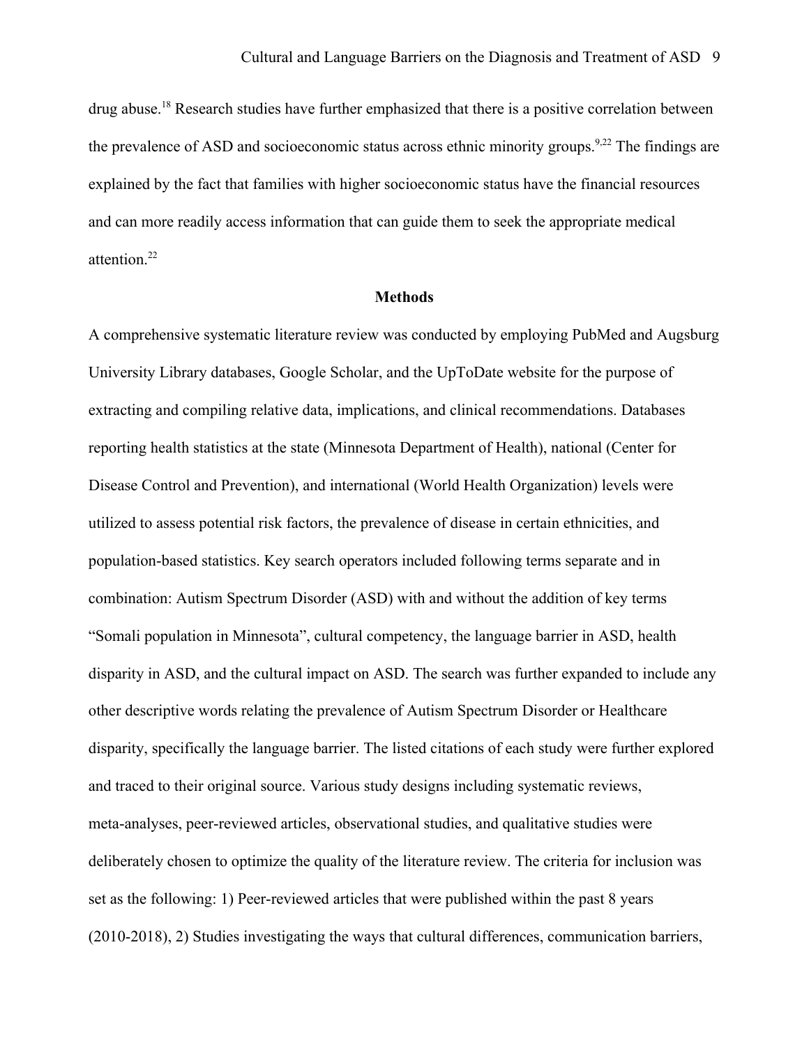drug abuse.[18] Research studies have further emphasized that there is a positive correlation between the prevalence of ASD and socioeconomic status across ethnic minority groups.[9,22] The findings are explained by the fact that families with higher socioeconomic status have the financial resources and can more readily access information that can guide them to seek the appropriate medical attention.[22]

## Methods

A comprehensive systematic literature review was conducted by employing PubMed and Augsburg University Library databases, Google Scholar, and the UpToDate website for the purpose of extracting and compiling relative data, implications, and clinical recommendations. Databases reporting health statistics at the state (Minnesota Department of Health), national (Center for Disease Control and Prevention), and international (World Health Organization) levels were utilized to assess potential risk factors, the prevalence of disease in certain ethnicities, and population-based statistics. Key search operators included following terms separate and in combination: Autism Spectrum Disorder (ASD) with and without the addition of key terms "Somali population in Minnesota", cultural competency, the language barrier in ASD, health disparity in ASD, and the cultural impact on ASD. The search was further expanded to include any other descriptive words relating the prevalence of Autism Spectrum Disorder or Healthcare disparity, specifically the language barrier. The listed citations of each study were further explored and traced to their original source. Various study designs including systematic reviews, meta-analyses, peer-reviewed articles, observational studies, and qualitative studies were deliberately chosen to optimize the quality of the literature review. The criteria for inclusion was set as the following: 1) Peer-reviewed articles that were published within the past 8 years (2010-2018), 2) Studies investigating the ways that cultural differences, communication barriers,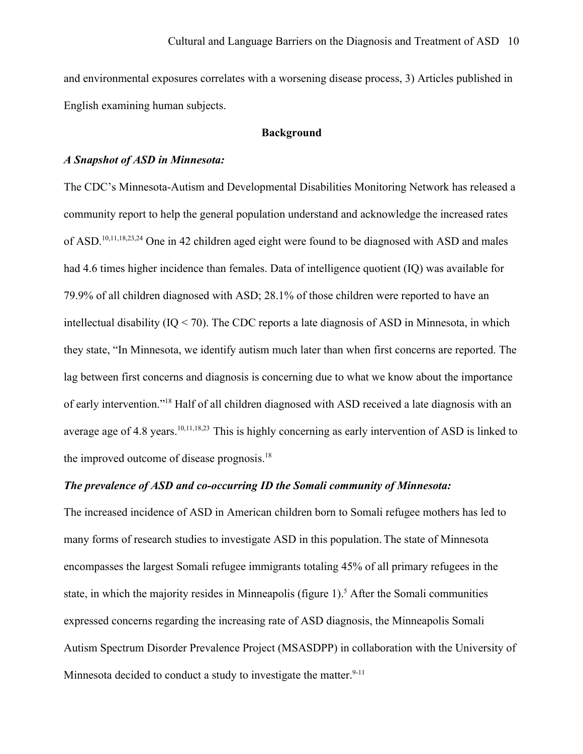and environmental exposures correlates with a worsening disease process, 3) Articles published in English examining human subjects.

## Background

### *A Snapshot of ASD in Minnesota:*

The CDC's Minnesota-Autism and Developmental Disabilities Monitoring Network has released a community report to help the general population understand and acknowledge the increased rates of ASD.[10,11,18,23,24] One in 42 children aged eight were found to be diagnosed with ASD and males had 4.6 times higher incidence than females. Data of intelligence quotient (IQ) was available for 79.9% of all children diagnosed with ASD; 28.1% of those children were reported to have an intellectual disability (IQ < 70). The CDC reports a late diagnosis of ASD in Minnesota, in which they state, "In Minnesota, we identify autism much later than when first concerns are reported. The lag between first concerns and diagnosis is concerning due to what we know about the importance of early intervention."[18] Half of all children diagnosed with ASD received a late diagnosis with an average age of 4.8 years.[10,11,18,23] This is highly concerning as early intervention of ASD is linked to the improved outcome of disease prognosis.[18]

### *The prevalence of ASD and co-occurring ID the Somali community of Minnesota:*

The increased incidence of ASD in American children born to Somali refugee mothers has led to many forms of research studies to investigate ASD in this population. The state of Minnesota encompasses the largest Somali refugee immigrants totaling 45% of all primary refugees in the state, in which the majority resides in Minneapolis (figure 1).[5] After the Somali communities expressed concerns regarding the increasing rate of ASD diagnosis, the Minneapolis Somali Autism Spectrum Disorder Prevalence Project (MSASDPP) in collaboration with the University of Minnesota decided to conduct a study to investigate the matter.[9-11]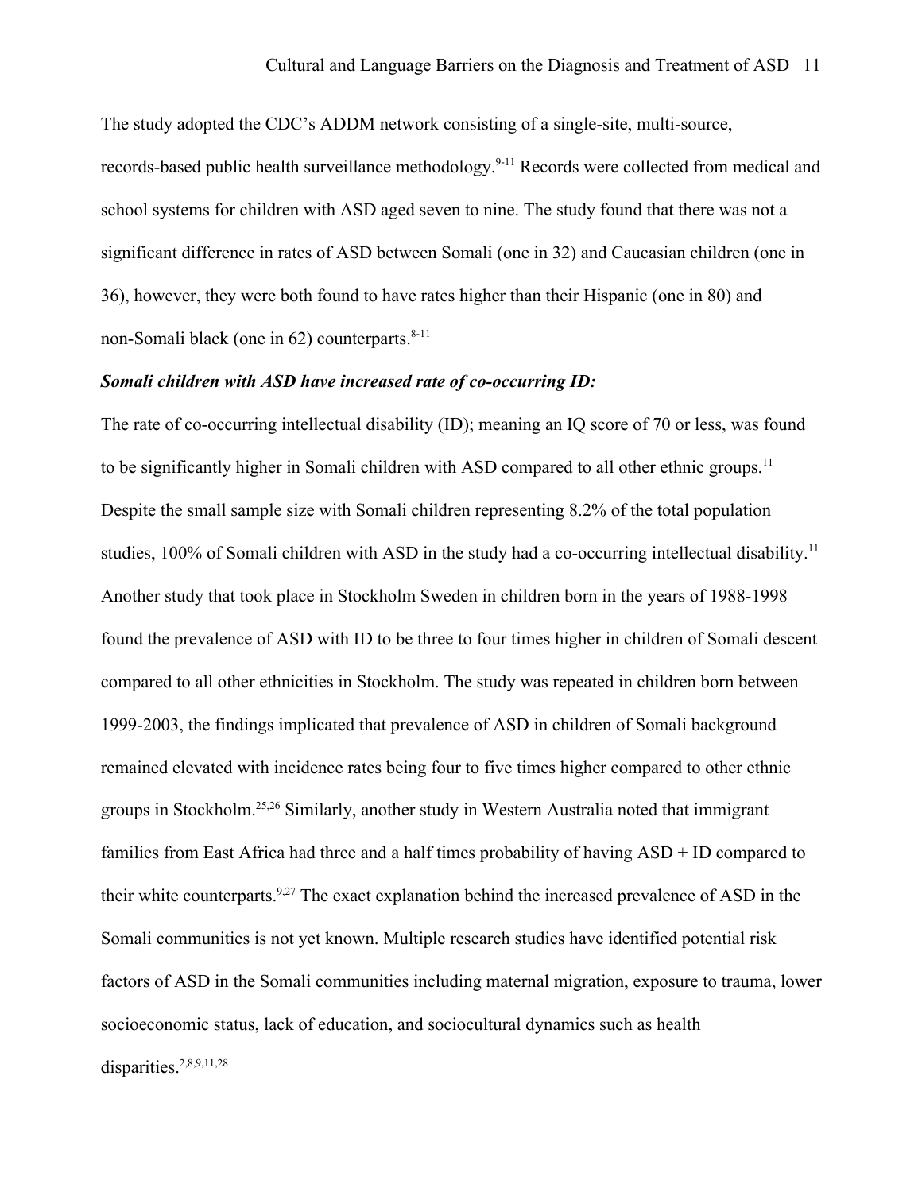The study adopted the CDC's ADDM network consisting of a single-site, multi-source, records-based public health surveillance methodology.[9-11] Records were collected from medical and school systems for children with ASD aged seven to nine. The study found that there was not a significant difference in rates of ASD between Somali (one in 32) and Caucasian children (one in 36), however, they were both found to have rates higher than their Hispanic (one in 80) and non-Somali black (one in 62) counterparts.[8-11]

***Somali children with ASD have increased rate of co-occurring ID:***

The rate of co-occurring intellectual disability (ID); meaning an IQ score of 70 or less, was found to be significantly higher in Somali children with ASD compared to all other ethnic groups.[11] Despite the small sample size with Somali children representing 8.2% of the total population studies, 100% of Somali children with ASD in the study had a co-occurring intellectual disability.[11] Another study that took place in Stockholm Sweden in children born in the years of 1988-1998 found the prevalence of ASD with ID to be three to four times higher in children of Somali descent compared to all other ethnicities in Stockholm. The study was repeated in children born between 1999-2003, the findings implicated that prevalence of ASD in children of Somali background remained elevated with incidence rates being four to five times higher compared to other ethnic groups in Stockholm.[25,26] Similarly, another study in Western Australia noted that immigrant families from East Africa had three and a half times probability of having ASD + ID compared to their white counterparts.[9,27] The exact explanation behind the increased prevalence of ASD in the Somali communities is not yet known. Multiple research studies have identified potential risk factors of ASD in the Somali communities including maternal migration, exposure to trauma, lower socioeconomic status, lack of education, and sociocultural dynamics such as health disparities.[2,8,9,11,28]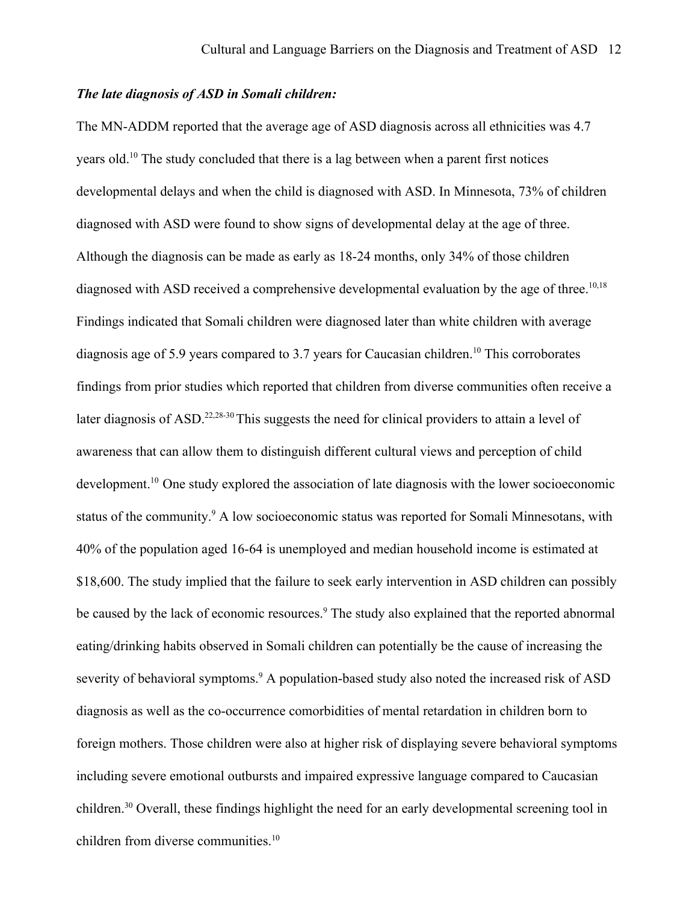***The late diagnosis of ASD in Somali children:***

The MN-ADDM reported that the average age of ASD diagnosis across all ethnicities was 4.7 years old.[10] The study concluded that there is a lag between when a parent first notices developmental delays and when the child is diagnosed with ASD. In Minnesota, 73% of children diagnosed with ASD were found to show signs of developmental delay at the age of three. Although the diagnosis can be made as early as 18-24 months, only 34% of those children diagnosed with ASD received a comprehensive developmental evaluation by the age of three.[10,18] Findings indicated that Somali children were diagnosed later than white children with average diagnosis age of 5.9 years compared to 3.7 years for Caucasian children.[10] This corroborates findings from prior studies which reported that children from diverse communities often receive a later diagnosis of ASD.[22,28-30] This suggests the need for clinical providers to attain a level of awareness that can allow them to distinguish different cultural views and perception of child development.[10] One study explored the association of late diagnosis with the lower socioeconomic status of the community.[9] A low socioeconomic status was reported for Somali Minnesotans, with 40% of the population aged 16-64 is unemployed and median household income is estimated at $18,600. The study implied that the failure to seek early intervention in ASD children can possibly be caused by the lack of economic resources.[9] The study also explained that the reported abnormal eating/drinking habits observed in Somali children can potentially be the cause of increasing the severity of behavioral symptoms.[9] A population-based study also noted the increased risk of ASD diagnosis as well as the co-occurrence comorbidities of mental retardation in children born to foreign mothers. Those children were also at higher risk of displaying severe behavioral symptoms including severe emotional outbursts and impaired expressive language compared to Caucasian children.[30] Overall, these findings highlight the need for an early developmental screening tool in children from diverse communities.[10]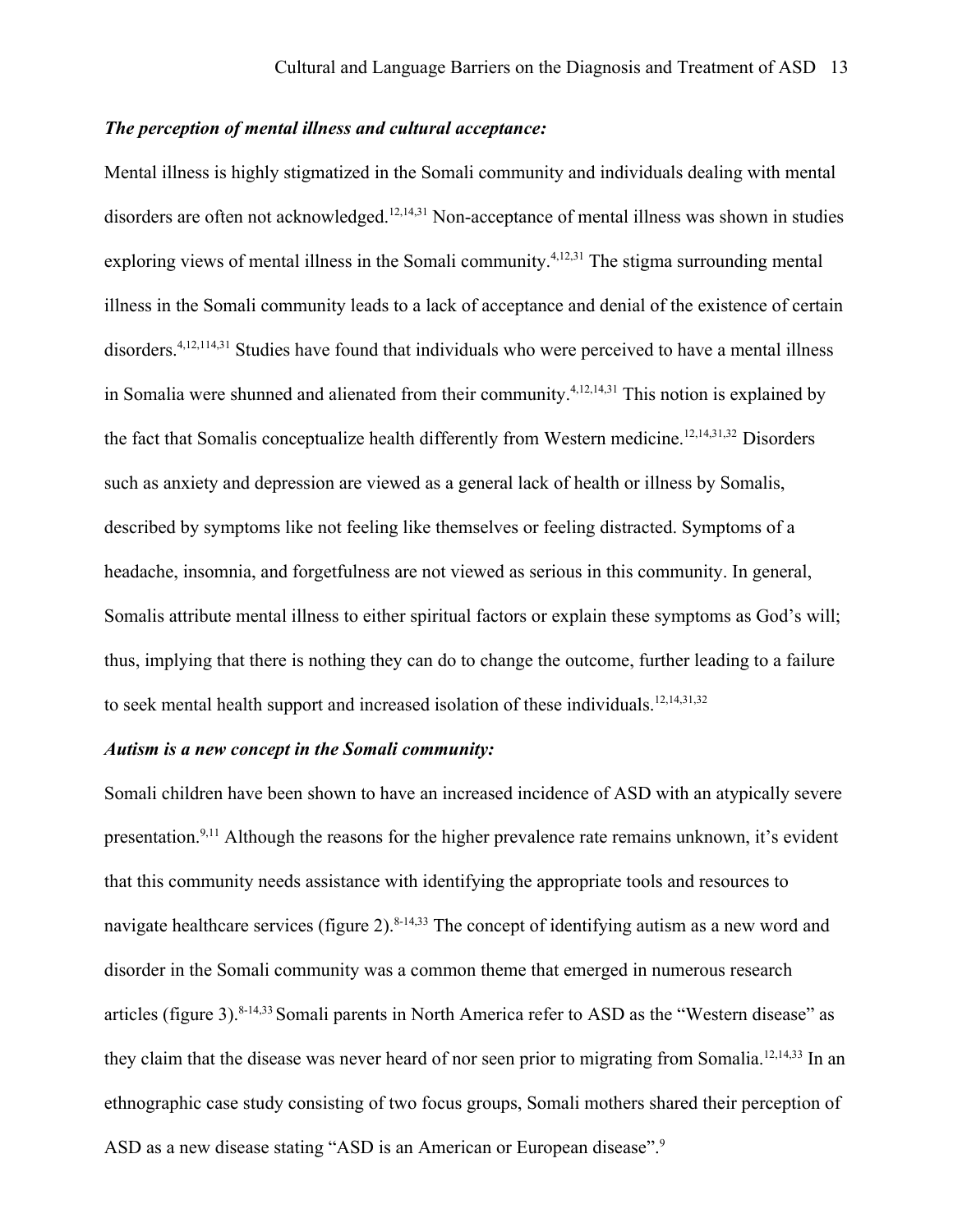***The perception of mental illness and cultural acceptance:***

Mental illness is highly stigmatized in the Somali community and individuals dealing with mental disorders are often not acknowledged.[12,14,31] Non-acceptance of mental illness was shown in studies exploring views of mental illness in the Somali community.[4,12,31] The stigma surrounding mental illness in the Somali community leads to a lack of acceptance and denial of the existence of certain disorders.[4,12,114,31] Studies have found that individuals who were perceived to have a mental illness in Somalia were shunned and alienated from their community.[4,12,14,31] This notion is explained by the fact that Somalis conceptualize health differently from Western medicine.[12,14,31,32] Disorders such as anxiety and depression are viewed as a general lack of health or illness by Somalis, described by symptoms like not feeling like themselves or feeling distracted. Symptoms of a headache, insomnia, and forgetfulness are not viewed as serious in this community. In general, Somalis attribute mental illness to either spiritual factors or explain these symptoms as God's will; thus, implying that there is nothing they can do to change the outcome, further leading to a failure to seek mental health support and increased isolation of these individuals.[12,14,31,32]

***Autism is a new concept in the Somali community:***

Somali children have been shown to have an increased incidence of ASD with an atypically severe presentation.[9,11] Although the reasons for the higher prevalence rate remains unknown, it's evident that this community needs assistance with identifying the appropriate tools and resources to navigate healthcare services (figure 2).[8-14,33] The concept of identifying autism as a new word and disorder in the Somali community was a common theme that emerged in numerous research articles (figure 3).[8-14,33] Somali parents in North America refer to ASD as the "Western disease" as they claim that the disease was never heard of nor seen prior to migrating from Somalia.[12,14,33] In an ethnographic case study consisting of two focus groups, Somali mothers shared their perception of ASD as a new disease stating "ASD is an American or European disease".[9]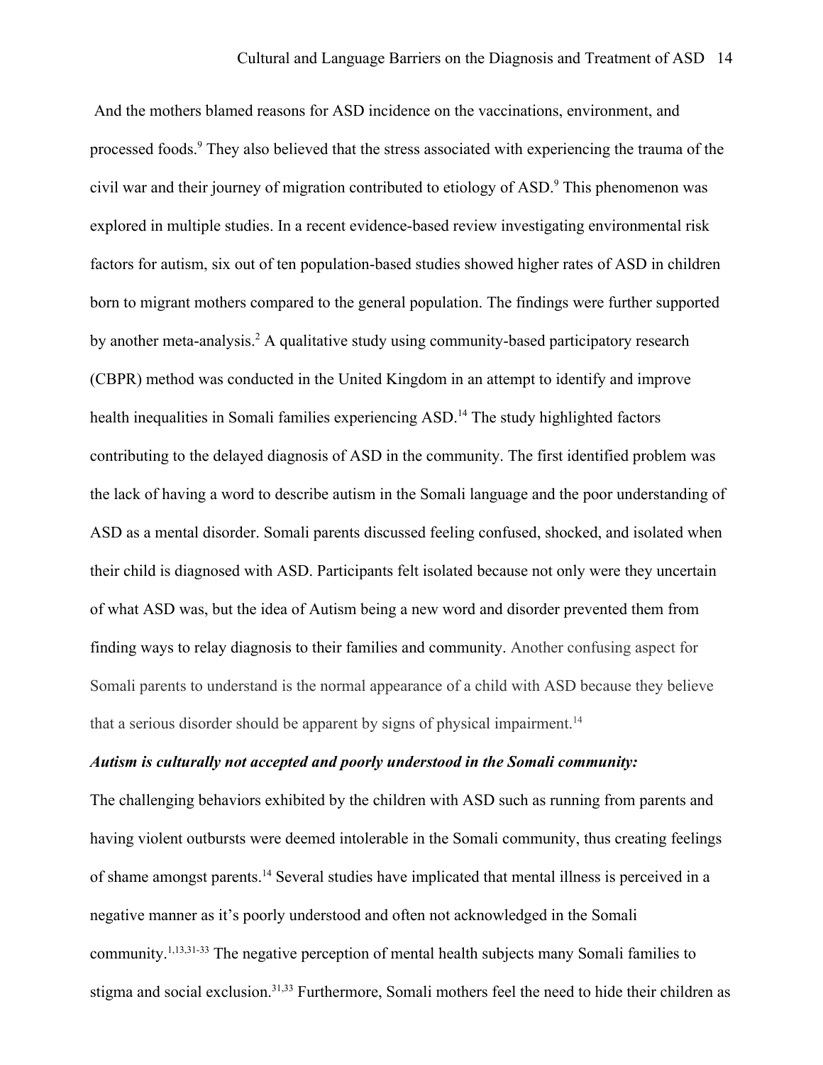And the mothers blamed reasons for ASD incidence on the vaccinations, environment, and processed foods.[9] They also believed that the stress associated with experiencing the trauma of the civil war and their journey of migration contributed to etiology of ASD.[9] This phenomenon was explored in multiple studies. In a recent evidence-based review investigating environmental risk factors for autism, six out of ten population-based studies showed higher rates of ASD in children born to migrant mothers compared to the general population. The findings were further supported by another meta-analysis.[2] A qualitative study using community-based participatory research (CBPR) method was conducted in the United Kingdom in an attempt to identify and improve health inequalities in Somali families experiencing ASD.[14] The study highlighted factors contributing to the delayed diagnosis of ASD in the community. The first identified problem was the lack of having a word to describe autism in the Somali language and the poor understanding of ASD as a mental disorder. Somali parents discussed feeling confused, shocked, and isolated when their child is diagnosed with ASD. Participants felt isolated because not only were they uncertain of what ASD was, but the idea of Autism being a new word and disorder prevented them from finding ways to relay diagnosis to their families and community. Another confusing aspect for Somali parents to understand is the normal appearance of a child with ASD because they believe that a serious disorder should be apparent by signs of physical impairment.[14]

***Autism is culturally not accepted and poorly understood in the Somali community:***

The challenging behaviors exhibited by the children with ASD such as running from parents and having violent outbursts were deemed intolerable in the Somali community, thus creating feelings of shame amongst parents.[14] Several studies have implicated that mental illness is perceived in a negative manner as it's poorly understood and often not acknowledged in the Somali community.[1,13,31-33] The negative perception of mental health subjects many Somali families to stigma and social exclusion.[31,33] Furthermore, Somali mothers feel the need to hide their children as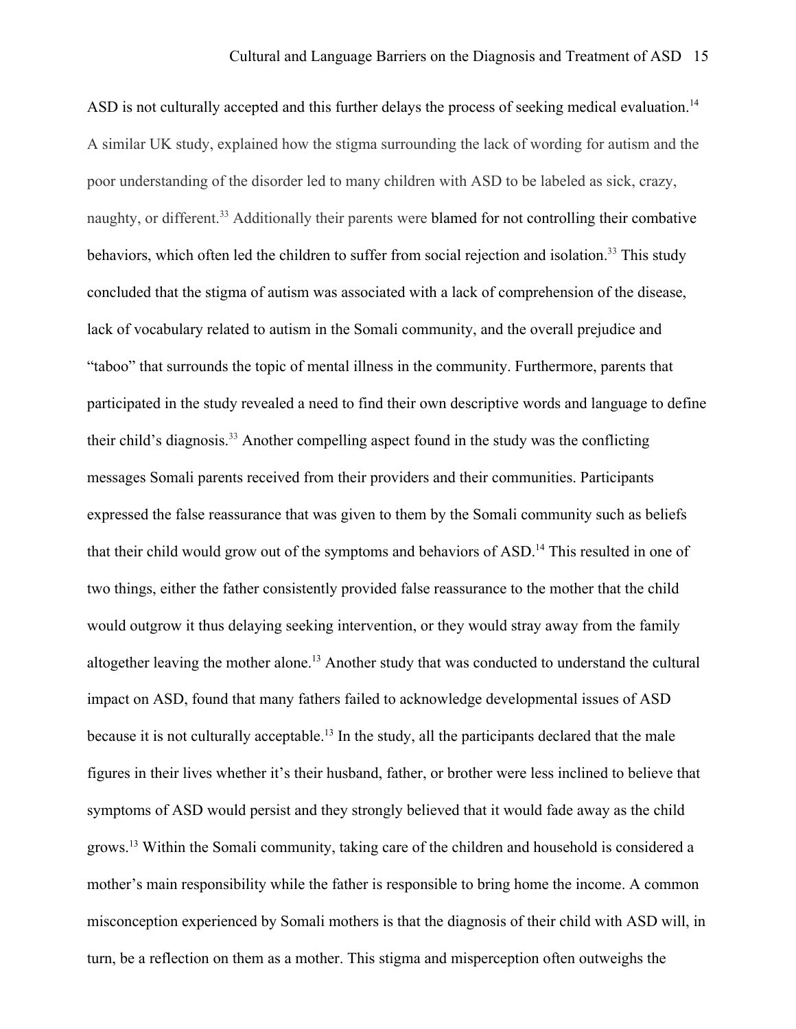ASD is not culturally accepted and this further delays the process of seeking medical evaluation.[14] A similar UK study, explained how the stigma surrounding the lack of wording for autism and the poor understanding of the disorder led to many children with ASD to be labeled as sick, crazy, naughty, or different.[33] Additionally their parents were blamed for not controlling their combative behaviors, which often led the children to suffer from social rejection and isolation.[33] This study concluded that the stigma of autism was associated with a lack of comprehension of the disease, lack of vocabulary related to autism in the Somali community, and the overall prejudice and "taboo" that surrounds the topic of mental illness in the community. Furthermore, parents that participated in the study revealed a need to find their own descriptive words and language to define their child's diagnosis.[33] Another compelling aspect found in the study was the conflicting messages Somali parents received from their providers and their communities. Participants expressed the false reassurance that was given to them by the Somali community such as beliefs that their child would grow out of the symptoms and behaviors of ASD.[14] This resulted in one of two things, either the father consistently provided false reassurance to the mother that the child would outgrow it thus delaying seeking intervention, or they would stray away from the family altogether leaving the mother alone.[13] Another study that was conducted to understand the cultural impact on ASD, found that many fathers failed to acknowledge developmental issues of ASD because it is not culturally acceptable.[13] In the study, all the participants declared that the male figures in their lives whether it's their husband, father, or brother were less inclined to believe that symptoms of ASD would persist and they strongly believed that it would fade away as the child grows.[13] Within the Somali community, taking care of the children and household is considered a mother's main responsibility while the father is responsible to bring home the income. A common misconception experienced by Somali mothers is that the diagnosis of their child with ASD will, in turn, be a reflection on them as a mother. This stigma and misperception often outweighs the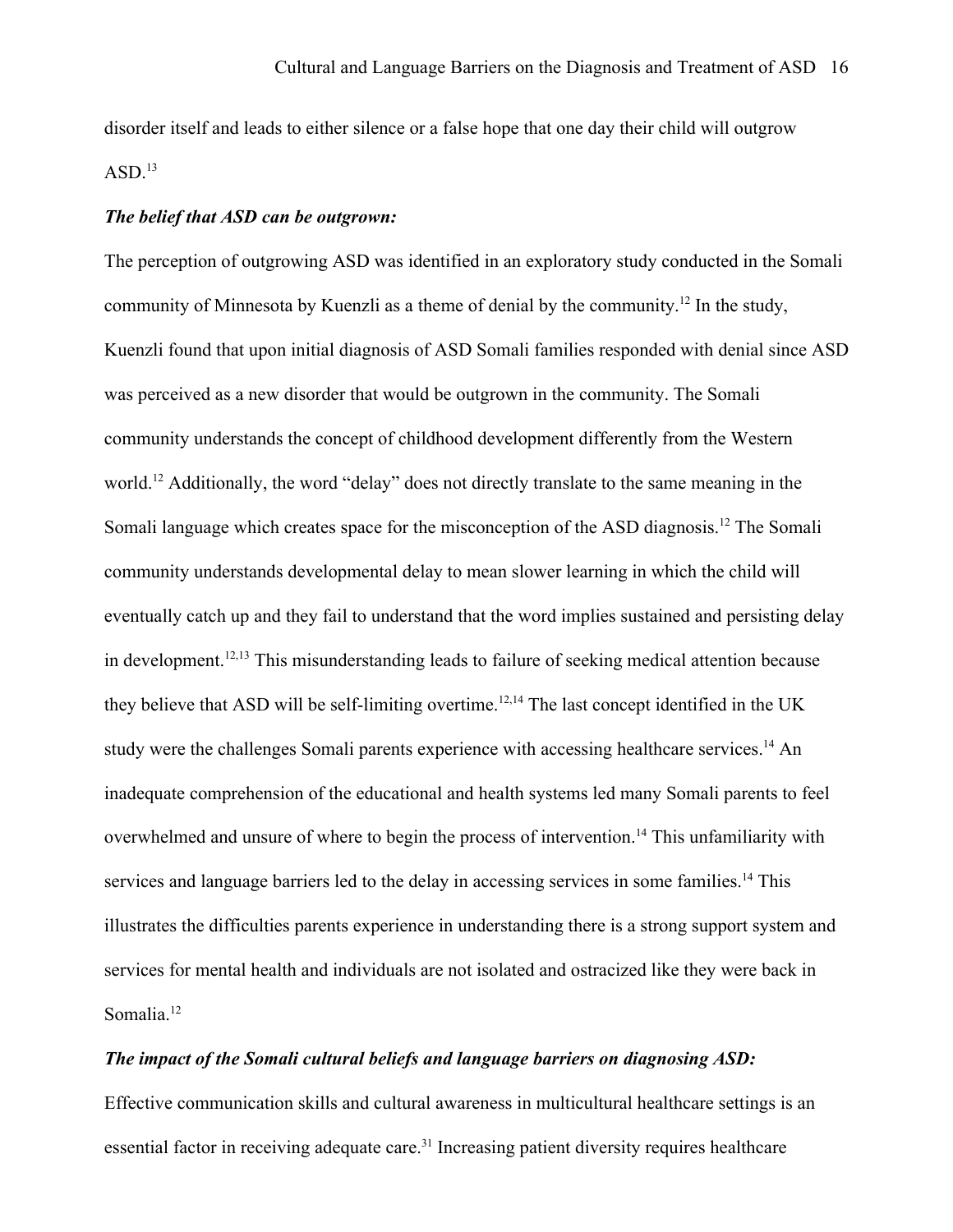disorder itself and leads to either silence or a false hope that one day their child will outgrow ASD.[13]

***The belief that ASD can be outgrown:***

The perception of outgrowing ASD was identified in an exploratory study conducted in the Somali community of Minnesota by Kuenzli as a theme of denial by the community.[12] In the study, Kuenzli found that upon initial diagnosis of ASD Somali families responded with denial since ASD was perceived as a new disorder that would be outgrown in the community. The Somali community understands the concept of childhood development differently from the Western world.[12] Additionally, the word "delay" does not directly translate to the same meaning in the Somali language which creates space for the misconception of the ASD diagnosis.[12] The Somali community understands developmental delay to mean slower learning in which the child will eventually catch up and they fail to understand that the word implies sustained and persisting delay in development.[12,13] This misunderstanding leads to failure of seeking medical attention because they believe that ASD will be self-limiting overtime.[12,14] The last concept identified in the UK study were the challenges Somali parents experience with accessing healthcare services.[14] An inadequate comprehension of the educational and health systems led many Somali parents to feel overwhelmed and unsure of where to begin the process of intervention.[14] This unfamiliarity with services and language barriers led to the delay in accessing services in some families.[14] This illustrates the difficulties parents experience in understanding there is a strong support system and services for mental health and individuals are not isolated and ostracized like they were back in Somalia.[12]

***The impact of the Somali cultural beliefs and language barriers on diagnosing ASD:***

Effective communication skills and cultural awareness in multicultural healthcare settings is an essential factor in receiving adequate care.[31] Increasing patient diversity requires healthcare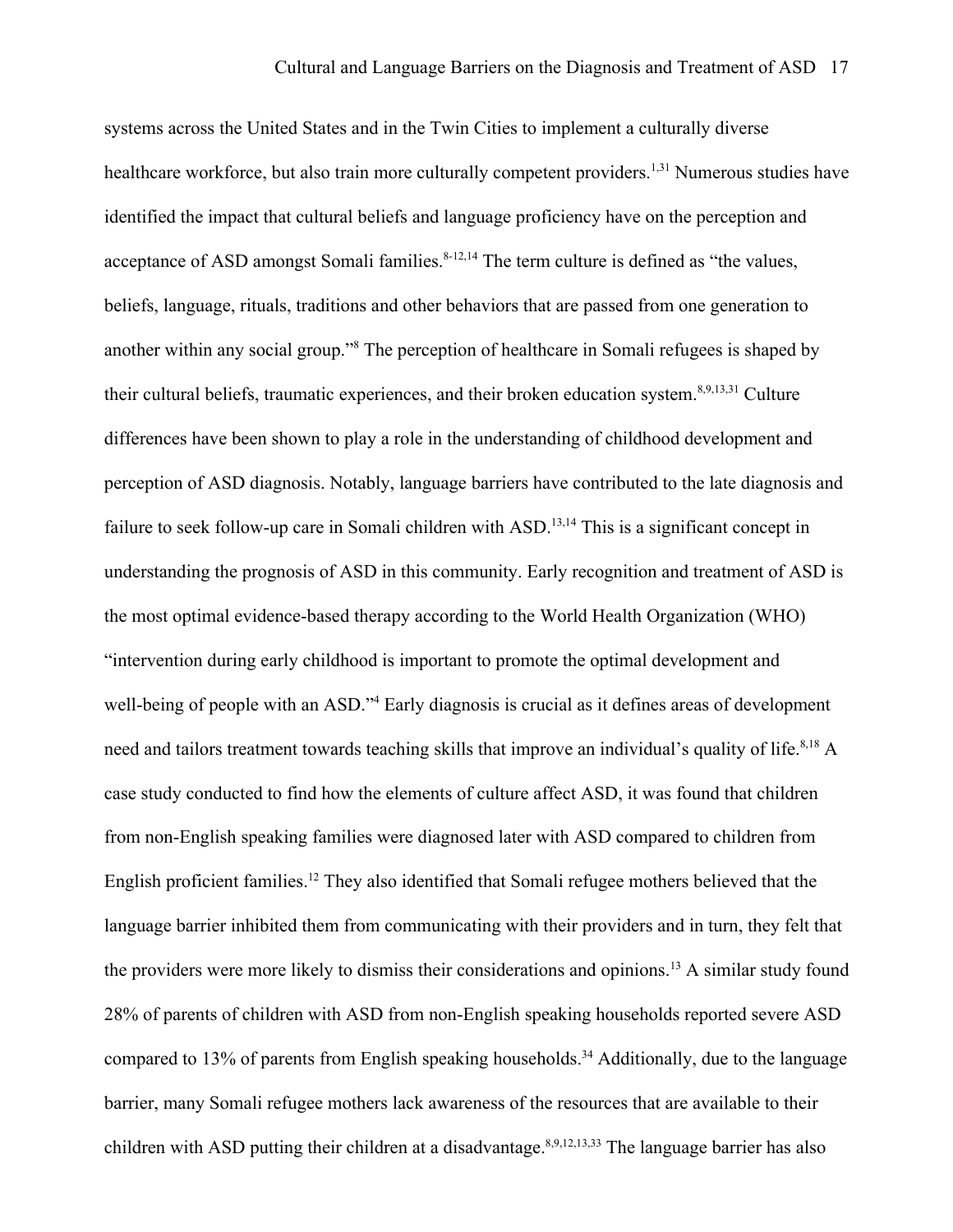systems across the United States and in the Twin Cities to implement a culturally diverse healthcare workforce, but also train more culturally competent providers.[1,31] Numerous studies have identified the impact that cultural beliefs and language proficiency have on the perception and acceptance of ASD amongst Somali families.[8-12,14] The term culture is defined as "the values, beliefs, language, rituals, traditions and other behaviors that are passed from one generation to another within any social group."[8] The perception of healthcare in Somali refugees is shaped by their cultural beliefs, traumatic experiences, and their broken education system.[8,9,13,31] Culture differences have been shown to play a role in the understanding of childhood development and perception of ASD diagnosis. Notably, language barriers have contributed to the late diagnosis and failure to seek follow-up care in Somali children with ASD.[13,14] This is a significant concept in understanding the prognosis of ASD in this community. Early recognition and treatment of ASD is the most optimal evidence-based therapy according to the World Health Organization (WHO) "intervention during early childhood is important to promote the optimal development and well-being of people with an ASD."[4] Early diagnosis is crucial as it defines areas of development need and tailors treatment towards teaching skills that improve an individual's quality of life.[8,18] A case study conducted to find how the elements of culture affect ASD, it was found that children from non-English speaking families were diagnosed later with ASD compared to children from English proficient families.[12] They also identified that Somali refugee mothers believed that the language barrier inhibited them from communicating with their providers and in turn, they felt that the providers were more likely to dismiss their considerations and opinions.[13] A similar study found 28% of parents of children with ASD from non-English speaking households reported severe ASD compared to 13% of parents from English speaking households.[34] Additionally, due to the language barrier, many Somali refugee mothers lack awareness of the resources that are available to their children with ASD putting their children at a disadvantage.[8,9,12,13,33] The language barrier has also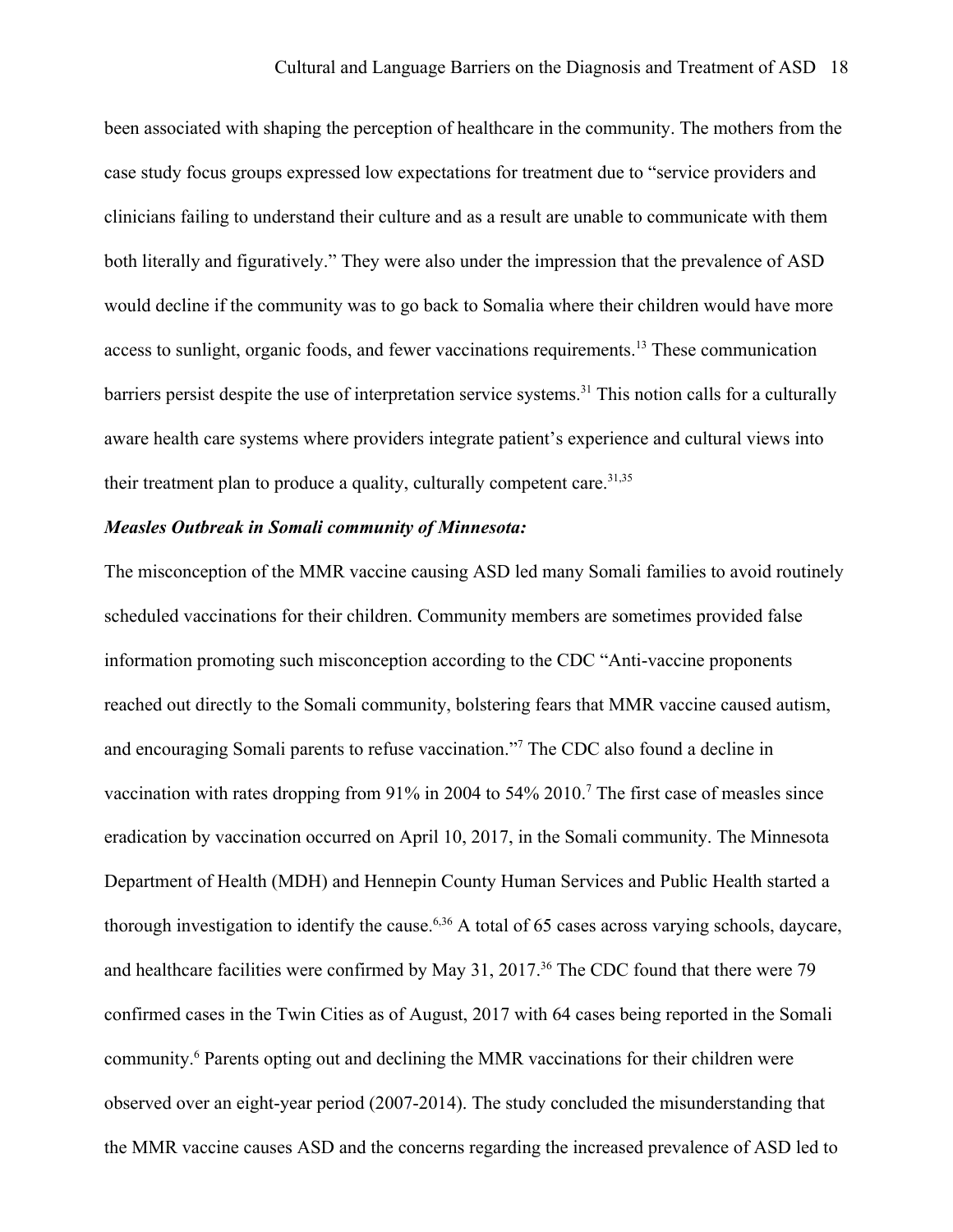been associated with shaping the perception of healthcare in the community. The mothers from the case study focus groups expressed low expectations for treatment due to "service providers and clinicians failing to understand their culture and as a result are unable to communicate with them both literally and figuratively." They were also under the impression that the prevalence of ASD would decline if the community was to go back to Somalia where their children would have more access to sunlight, organic foods, and fewer vaccinations requirements.[13] These communication barriers persist despite the use of interpretation service systems.[31] This notion calls for a culturally aware health care systems where providers integrate patient's experience and cultural views into their treatment plan to produce a quality, culturally competent care.[31,35]

***Measles Outbreak in Somali community of Minnesota:***

The misconception of the MMR vaccine causing ASD led many Somali families to avoid routinely scheduled vaccinations for their children. Community members are sometimes provided false information promoting such misconception according to the CDC "Anti-vaccine proponents reached out directly to the Somali community, bolstering fears that MMR vaccine caused autism, and encouraging Somali parents to refuse vaccination."[7] The CDC also found a decline in vaccination with rates dropping from 91% in 2004 to 54% 2010.[7] The first case of measles since eradication by vaccination occurred on April 10, 2017, in the Somali community. The Minnesota Department of Health (MDH) and Hennepin County Human Services and Public Health started a thorough investigation to identify the cause.[6,36] A total of 65 cases across varying schools, daycare, and healthcare facilities were confirmed by May 31, 2017.[36] The CDC found that there were 79 confirmed cases in the Twin Cities as of August, 2017 with 64 cases being reported in the Somali community.[6] Parents opting out and declining the MMR vaccinations for their children were observed over an eight-year period (2007-2014). The study concluded the misunderstanding that the MMR vaccine causes ASD and the concerns regarding the increased prevalence of ASD led to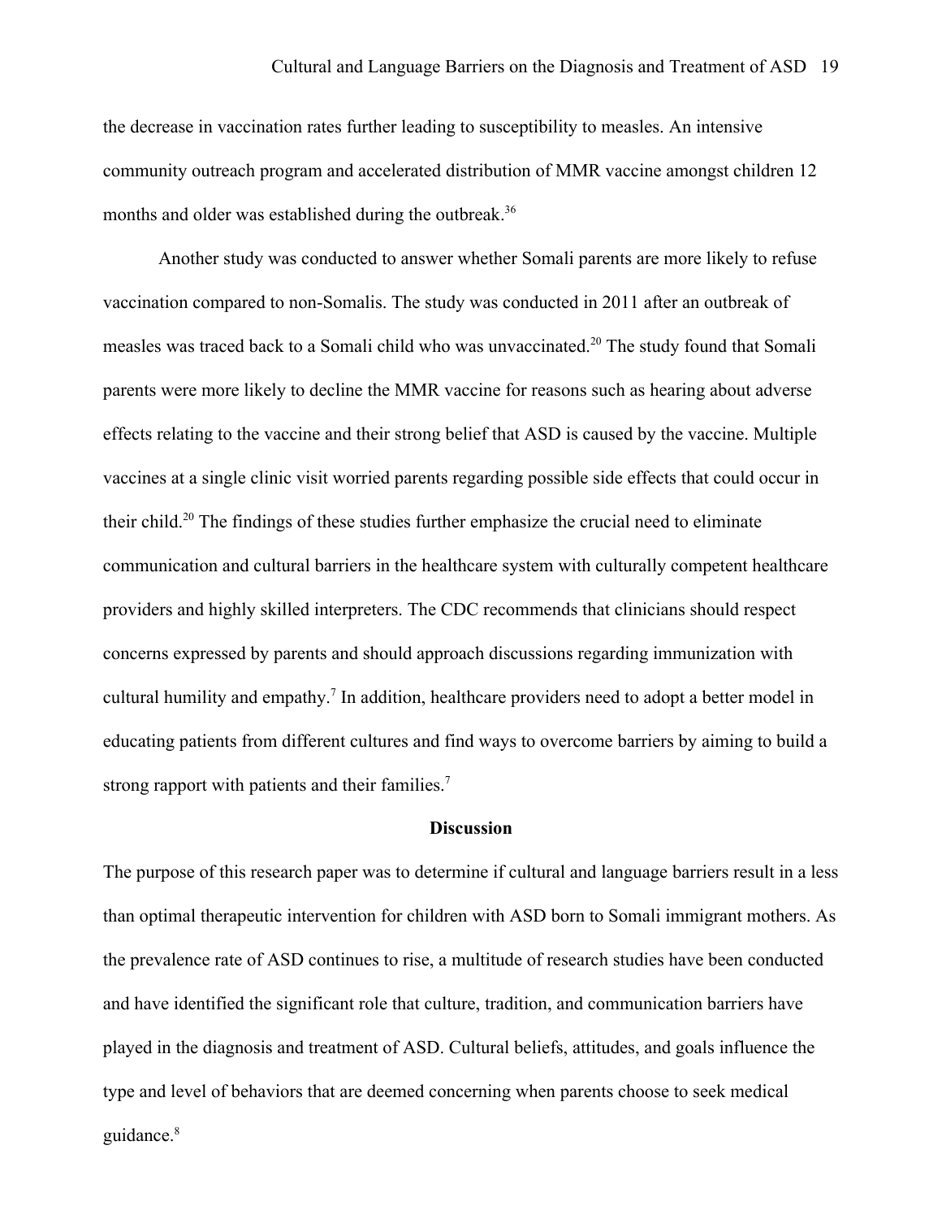the decrease in vaccination rates further leading to susceptibility to measles. An intensive community outreach program and accelerated distribution of MMR vaccine amongst children 12 months and older was established during the outbreak.[36]

Another study was conducted to answer whether Somali parents are more likely to refuse vaccination compared to non-Somalis. The study was conducted in 2011 after an outbreak of measles was traced back to a Somali child who was unvaccinated.[20] The study found that Somali parents were more likely to decline the MMR vaccine for reasons such as hearing about adverse effects relating to the vaccine and their strong belief that ASD is caused by the vaccine. Multiple vaccines at a single clinic visit worried parents regarding possible side effects that could occur in their child.[20] The findings of these studies further emphasize the crucial need to eliminate communication and cultural barriers in the healthcare system with culturally competent healthcare providers and highly skilled interpreters. The CDC recommends that clinicians should respect concerns expressed by parents and should approach discussions regarding immunization with cultural humility and empathy.[7] In addition, healthcare providers need to adopt a better model in educating patients from different cultures and find ways to overcome barriers by aiming to build a strong rapport with patients and their families.[7]

## Discussion

The purpose of this research paper was to determine if cultural and language barriers result in a less than optimal therapeutic intervention for children with ASD born to Somali immigrant mothers. As the prevalence rate of ASD continues to rise, a multitude of research studies have been conducted and have identified the significant role that culture, tradition, and communication barriers have played in the diagnosis and treatment of ASD. Cultural beliefs, attitudes, and goals influence the type and level of behaviors that are deemed concerning when parents choose to seek medical guidance.[8]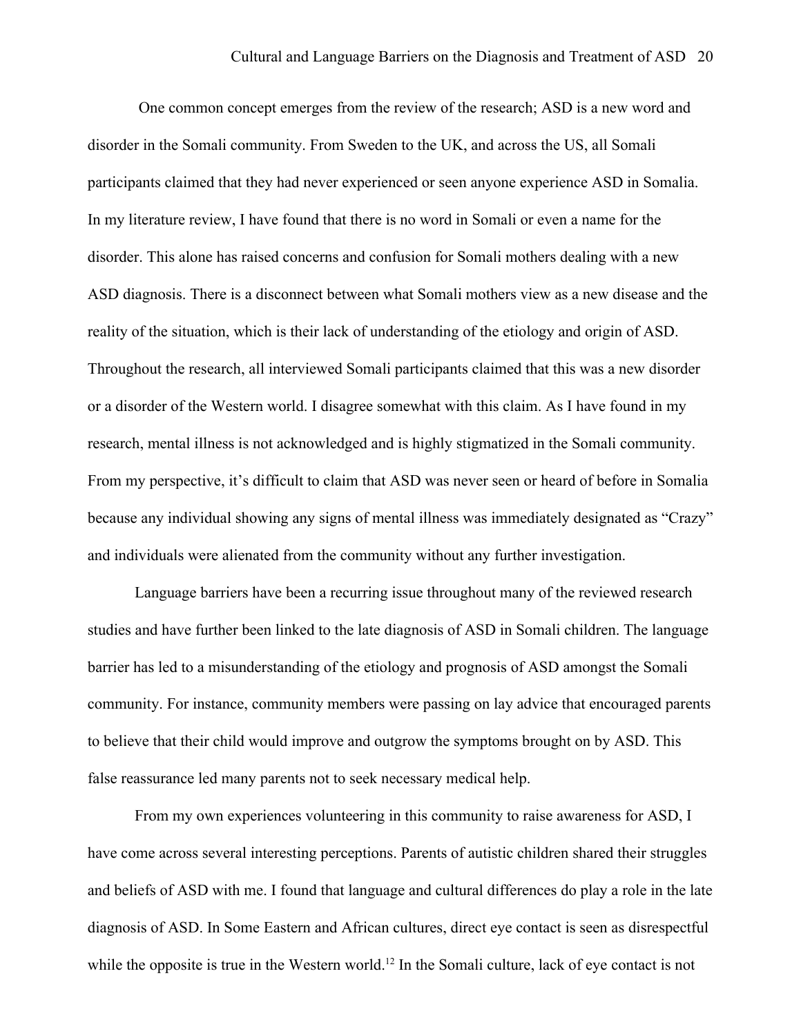One common concept emerges from the review of the research; ASD is a new word and disorder in the Somali community. From Sweden to the UK, and across the US, all Somali participants claimed that they had never experienced or seen anyone experience ASD in Somalia. In my literature review, I have found that there is no word in Somali or even a name for the disorder. This alone has raised concerns and confusion for Somali mothers dealing with a new ASD diagnosis. There is a disconnect between what Somali mothers view as a new disease and the reality of the situation, which is their lack of understanding of the etiology and origin of ASD. Throughout the research, all interviewed Somali participants claimed that this was a new disorder or a disorder of the Western world. I disagree somewhat with this claim. As I have found in my research, mental illness is not acknowledged and is highly stigmatized in the Somali community. From my perspective, it's difficult to claim that ASD was never seen or heard of before in Somalia because any individual showing any signs of mental illness was immediately designated as "Crazy" and individuals were alienated from the community without any further investigation.

Language barriers have been a recurring issue throughout many of the reviewed research studies and have further been linked to the late diagnosis of ASD in Somali children. The language barrier has led to a misunderstanding of the etiology and prognosis of ASD amongst the Somali community. For instance, community members were passing on lay advice that encouraged parents to believe that their child would improve and outgrow the symptoms brought on by ASD. This false reassurance led many parents not to seek necessary medical help.

From my own experiences volunteering in this community to raise awareness for ASD, I have come across several interesting perceptions. Parents of autistic children shared their struggles and beliefs of ASD with me. I found that language and cultural differences do play a role in the late diagnosis of ASD. In Some Eastern and African cultures, direct eye contact is seen as disrespectful while the opposite is true in the Western world.[12] In the Somali culture, lack of eye contact is not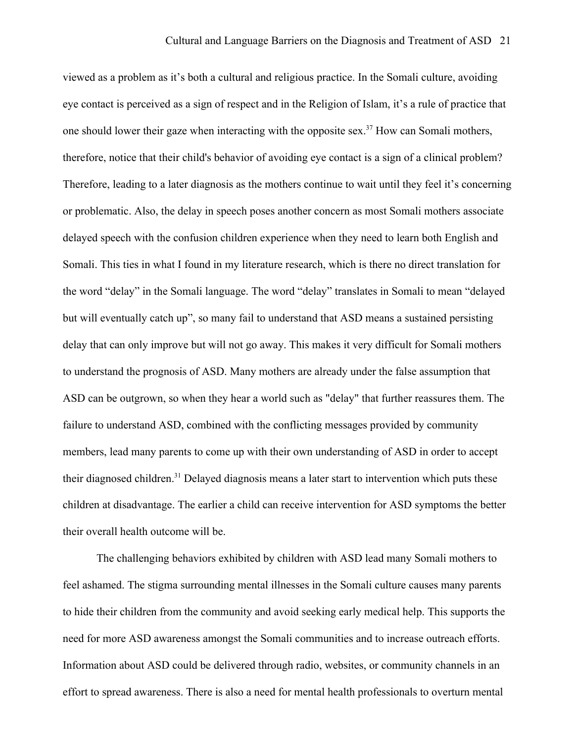viewed as a problem as it's both a cultural and religious practice. In the Somali culture, avoiding eye contact is perceived as a sign of respect and in the Religion of Islam, it's a rule of practice that one should lower their gaze when interacting with the opposite sex.[37] How can Somali mothers, therefore, notice that their child's behavior of avoiding eye contact is a sign of a clinical problem? Therefore, leading to a later diagnosis as the mothers continue to wait until they feel it's concerning or problematic. Also, the delay in speech poses another concern as most Somali mothers associate delayed speech with the confusion children experience when they need to learn both English and Somali. This ties in what I found in my literature research, which is there no direct translation for the word "delay" in the Somali language. The word "delay" translates in Somali to mean "delayed but will eventually catch up", so many fail to understand that ASD means a sustained persisting delay that can only improve but will not go away. This makes it very difficult for Somali mothers to understand the prognosis of ASD. Many mothers are already under the false assumption that ASD can be outgrown, so when they hear a world such as "delay" that further reassures them. The failure to understand ASD, combined with the conflicting messages provided by community members, lead many parents to come up with their own understanding of ASD in order to accept their diagnosed children.[31] Delayed diagnosis means a later start to intervention which puts these children at disadvantage. The earlier a child can receive intervention for ASD symptoms the better their overall health outcome will be.

The challenging behaviors exhibited by children with ASD lead many Somali mothers to feel ashamed. The stigma surrounding mental illnesses in the Somali culture causes many parents to hide their children from the community and avoid seeking early medical help. This supports the need for more ASD awareness amongst the Somali communities and to increase outreach efforts. Information about ASD could be delivered through radio, websites, or community channels in an effort to spread awareness. There is also a need for mental health professionals to overturn mental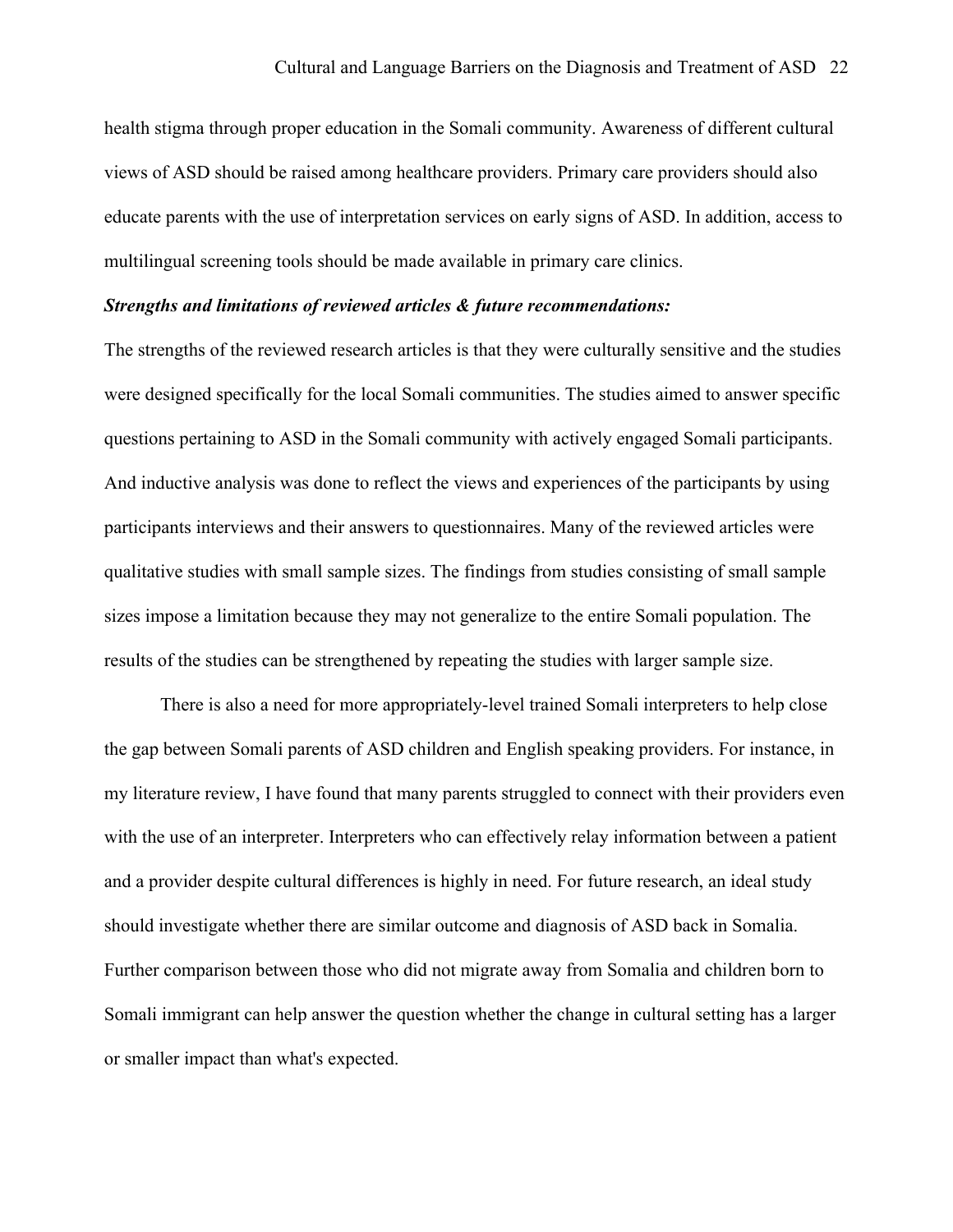health stigma through proper education in the Somali community. Awareness of different cultural views of ASD should be raised among healthcare providers. Primary care providers should also educate parents with the use of interpretation services on early signs of ASD. In addition, access to multilingual screening tools should be made available in primary care clinics.

***Strengths and limitations of reviewed articles & future recommendations:***

The strengths of the reviewed research articles is that they were culturally sensitive and the studies were designed specifically for the local Somali communities. The studies aimed to answer specific questions pertaining to ASD in the Somali community with actively engaged Somali participants. And inductive analysis was done to reflect the views and experiences of the participants by using participants interviews and their answers to questionnaires. Many of the reviewed articles were qualitative studies with small sample sizes. The findings from studies consisting of small sample sizes impose a limitation because they may not generalize to the entire Somali population. The results of the studies can be strengthened by repeating the studies with larger sample size.

There is also a need for more appropriately-level trained Somali interpreters to help close the gap between Somali parents of ASD children and English speaking providers. For instance, in my literature review, I have found that many parents struggled to connect with their providers even with the use of an interpreter. Interpreters who can effectively relay information between a patient and a provider despite cultural differences is highly in need. For future research, an ideal study should investigate whether there are similar outcome and diagnosis of ASD back in Somalia. Further comparison between those who did not migrate away from Somalia and children born to Somali immigrant can help answer the question whether the change in cultural setting has a larger or smaller impact than what's expected.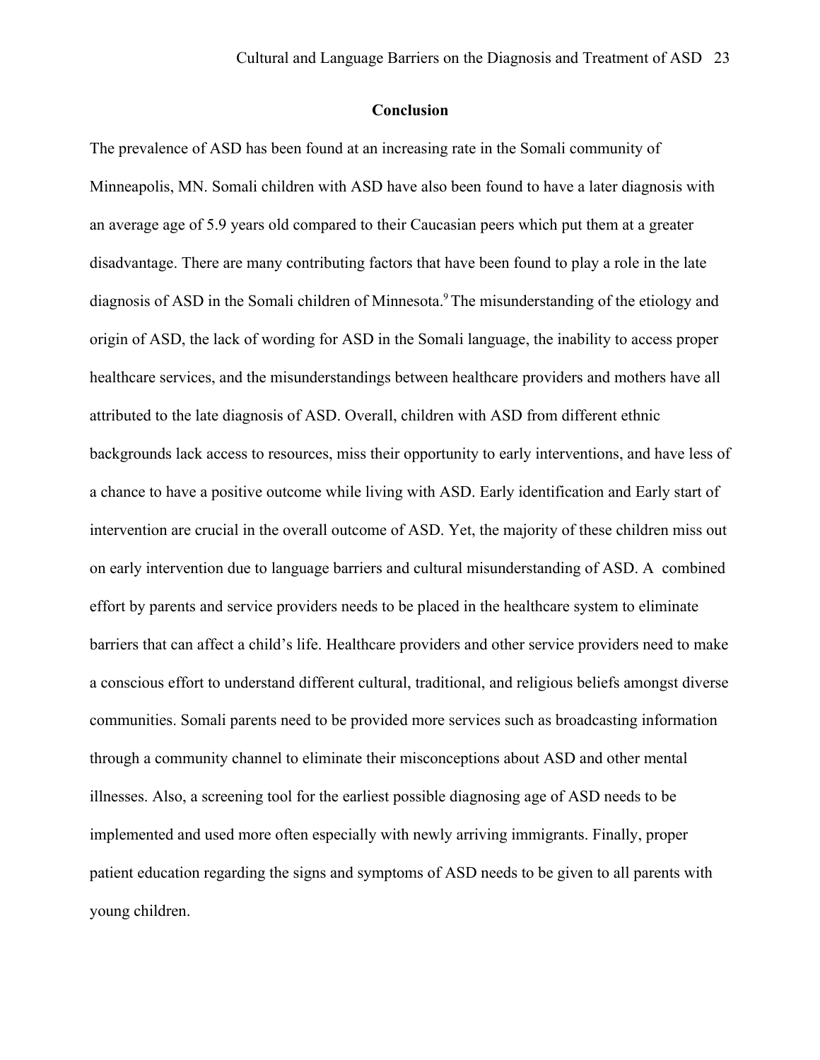## Conclusion

The prevalence of ASD has been found at an increasing rate in the Somali community of Minneapolis, MN. Somali children with ASD have also been found to have a later diagnosis with an average age of 5.9 years old compared to their Caucasian peers which put them at a greater disadvantage. There are many contributing factors that have been found to play a role in the late diagnosis of ASD in the Somali children of Minnesota.[9] The misunderstanding of the etiology and origin of ASD, the lack of wording for ASD in the Somali language, the inability to access proper healthcare services, and the misunderstandings between healthcare providers and mothers have all attributed to the late diagnosis of ASD. Overall, children with ASD from different ethnic backgrounds lack access to resources, miss their opportunity to early interventions, and have less of a chance to have a positive outcome while living with ASD. Early identification and Early start of intervention are crucial in the overall outcome of ASD. Yet, the majority of these children miss out on early intervention due to language barriers and cultural misunderstanding of ASD. A combined effort by parents and service providers needs to be placed in the healthcare system to eliminate barriers that can affect a child's life. Healthcare providers and other service providers need to make a conscious effort to understand different cultural, traditional, and religious beliefs amongst diverse communities. Somali parents need to be provided more services such as broadcasting information through a community channel to eliminate their misconceptions about ASD and other mental illnesses. Also, a screening tool for the earliest possible diagnosing age of ASD needs to be implemented and used more often especially with newly arriving immigrants. Finally, proper patient education regarding the signs and symptoms of ASD needs to be given to all parents with young children.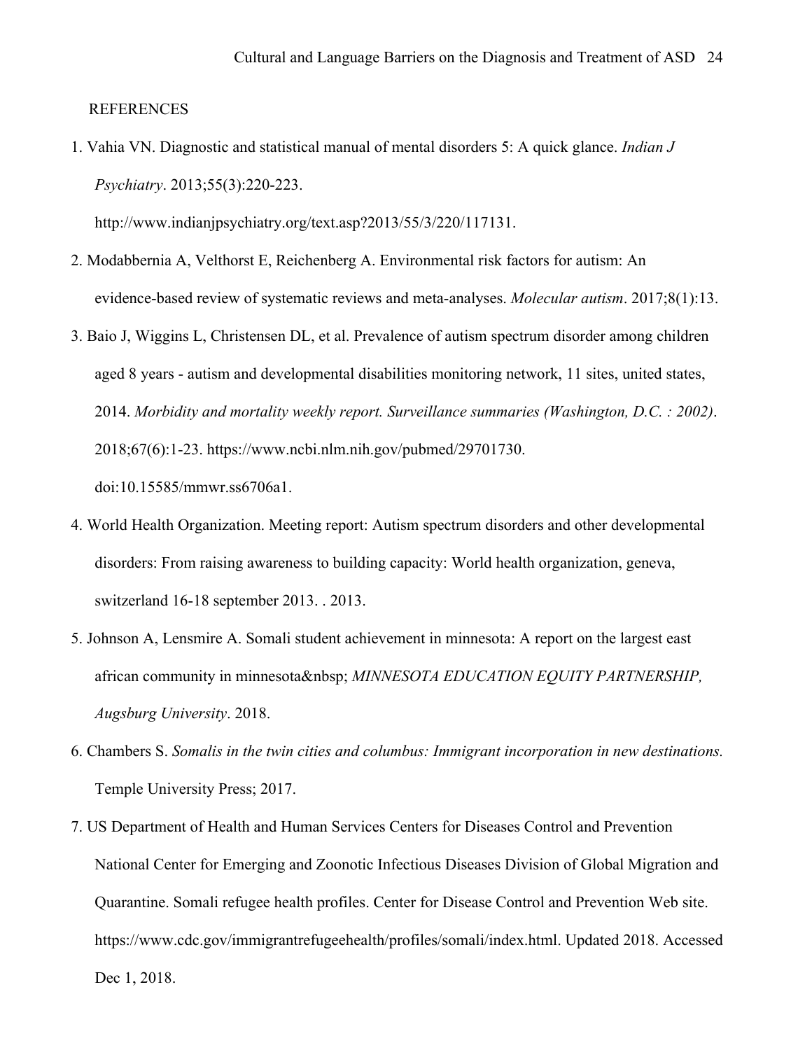REFERENCES

1. Vahia VN. Diagnostic and statistical manual of mental disorders 5: A quick glance. *Indian J Psychiatry*. 2013;55(3):220-223. http://www.indianjpsychiatry.org/text.asp?2013/55/3/220/117131.
2. Modabbernia A, Velthorst E, Reichenberg A. Environmental risk factors for autism: An evidence-based review of systematic reviews and meta-analyses. *Molecular autism*. 2017;8(1):13.
3. Baio J, Wiggins L, Christensen DL, et al. Prevalence of autism spectrum disorder among children aged 8 years - autism and developmental disabilities monitoring network, 11 sites, united states, 2014. *Morbidity and mortality weekly report. Surveillance summaries (Washington, D.C. : 2002)*. 2018;67(6):1-23. https://www.ncbi.nlm.nih.gov/pubmed/29701730. doi:10.15585/mmwr.ss6706a1.
4. World Health Organization. Meeting report: Autism spectrum disorders and other developmental disorders: From raising awareness to building capacity: World health organization, geneva, switzerland 16-18 september 2013. . 2013.
5. Johnson A, Lensmire A. Somali student achievement in minnesota: A report on the largest east african community in minnesota&nbsp; *MINNESOTA EDUCATION EQUITY PARTNERSHIP, Augsburg University*. 2018.
6. Chambers S. *Somalis in the twin cities and columbus: Immigrant incorporation in new destinations.* Temple University Press; 2017.
7. US Department of Health and Human Services Centers for Diseases Control and Prevention National Center for Emerging and Zoonotic Infectious Diseases Division of Global Migration and Quarantine. Somali refugee health profiles. Center for Disease Control and Prevention Web site. https://www.cdc.gov/immigrantrefugeehealth/profiles/somali/index.html. Updated 2018. Accessed Dec 1, 2018.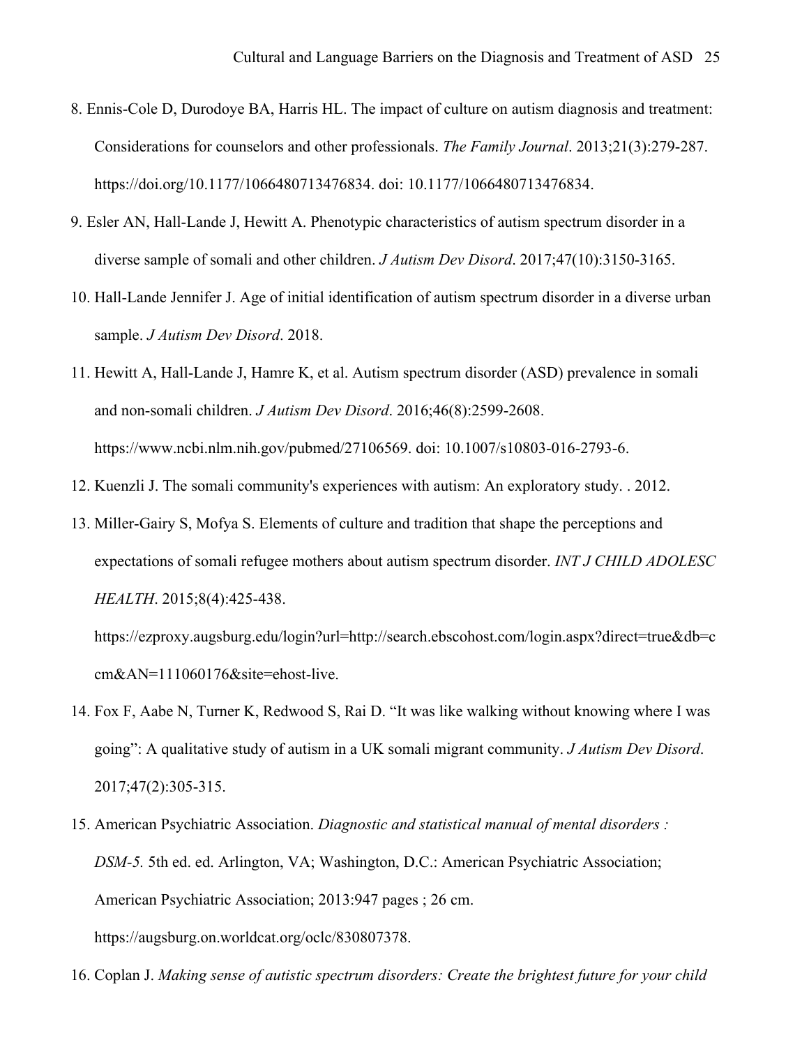8. Ennis-Cole D, Durodoye BA, Harris HL. The impact of culture on autism diagnosis and treatment: Considerations for counselors and other professionals. *The Family Journal*. 2013;21(3):279-287. https://doi.org/10.1177/1066480713476834. doi: 10.1177/1066480713476834.
9. Esler AN, Hall-Lande J, Hewitt A. Phenotypic characteristics of autism spectrum disorder in a diverse sample of somali and other children. *J Autism Dev Disord*. 2017;47(10):3150-3165.
10. Hall-Lande Jennifer J. Age of initial identification of autism spectrum disorder in a diverse urban sample. *J Autism Dev Disord*. 2018.
11. Hewitt A, Hall-Lande J, Hamre K, et al. Autism spectrum disorder (ASD) prevalence in somali and non-somali children. *J Autism Dev Disord*. 2016;46(8):2599-2608. https://www.ncbi.nlm.nih.gov/pubmed/27106569. doi: 10.1007/s10803-016-2793-6.
12. Kuenzli J. The somali community's experiences with autism: An exploratory study. . 2012.
13. Miller-Gairy S, Mofya S. Elements of culture and tradition that shape the perceptions and expectations of somali refugee mothers about autism spectrum disorder. *INT J CHILD ADOLESC HEALTH*. 2015;8(4):425-438. https://ezproxy.augsburg.edu/login?url=http://search.ebscohost.com/login.aspx?direct=true&db=ccm&AN=111060176&site=ehost-live.
14. Fox F, Aabe N, Turner K, Redwood S, Rai D. "It was like walking without knowing where I was going": A qualitative study of autism in a UK somali migrant community. *J Autism Dev Disord*. 2017;47(2):305-315.
15. American Psychiatric Association. *Diagnostic and statistical manual of mental disorders : DSM-5.* 5th ed. ed. Arlington, VA; Washington, D.C.: American Psychiatric Association; American Psychiatric Association; 2013:947 pages ; 26 cm. https://augsburg.on.worldcat.org/oclc/830807378.
16. Coplan J. *Making sense of autistic spectrum disorders: Create the brightest future for your child*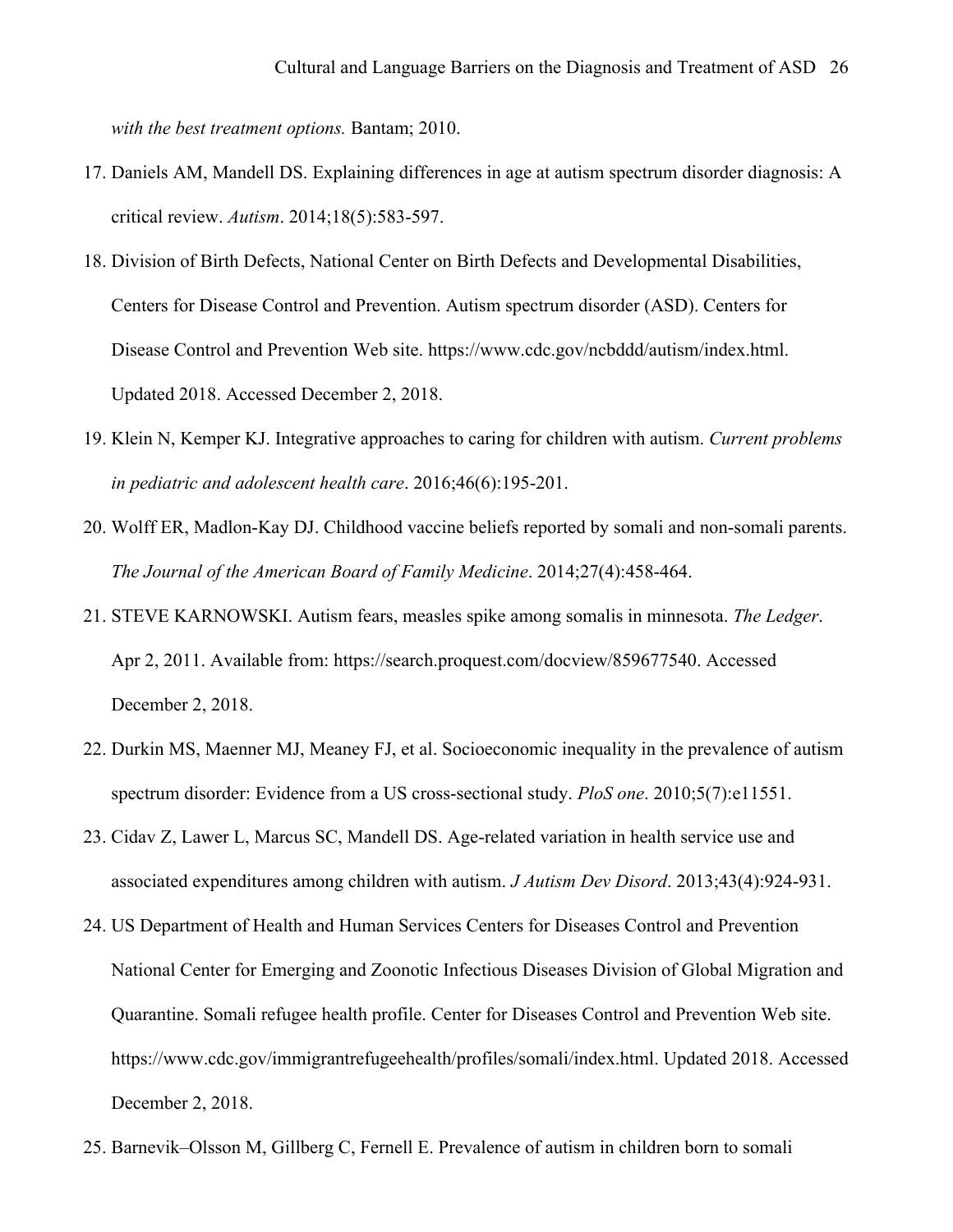*with the best treatment options.* Bantam; 2010.

17. Daniels AM, Mandell DS. Explaining differences in age at autism spectrum disorder diagnosis: A critical review. *Autism*. 2014;18(5):583-597.
18. Division of Birth Defects, National Center on Birth Defects and Developmental Disabilities, Centers for Disease Control and Prevention. Autism spectrum disorder (ASD). Centers for Disease Control and Prevention Web site. https://www.cdc.gov/ncbddd/autism/index.html. Updated 2018. Accessed December 2, 2018.
19. Klein N, Kemper KJ. Integrative approaches to caring for children with autism. *Current problems in pediatric and adolescent health care*. 2016;46(6):195-201.
20. Wolff ER, Madlon-Kay DJ. Childhood vaccine beliefs reported by somali and non-somali parents. *The Journal of the American Board of Family Medicine*. 2014;27(4):458-464.
21. STEVE KARNOWSKI. Autism fears, measles spike among somalis in minnesota. *The Ledger*. Apr 2, 2011. Available from: https://search.proquest.com/docview/859677540. Accessed December 2, 2018.
22. Durkin MS, Maenner MJ, Meaney FJ, et al. Socioeconomic inequality in the prevalence of autism spectrum disorder: Evidence from a US cross-sectional study. *PloS one*. 2010;5(7):e11551.
23. Cidav Z, Lawer L, Marcus SC, Mandell DS. Age-related variation in health service use and associated expenditures among children with autism. *J Autism Dev Disord*. 2013;43(4):924-931.
24. US Department of Health and Human Services Centers for Diseases Control and Prevention National Center for Emerging and Zoonotic Infectious Diseases Division of Global Migration and Quarantine. Somali refugee health profile. Center for Diseases Control and Prevention Web site. https://www.cdc.gov/immigrantrefugeehealth/profiles/somali/index.html. Updated 2018. Accessed December 2, 2018.
25. Barnevik–Olsson M, Gillberg C, Fernell E. Prevalence of autism in children born to somali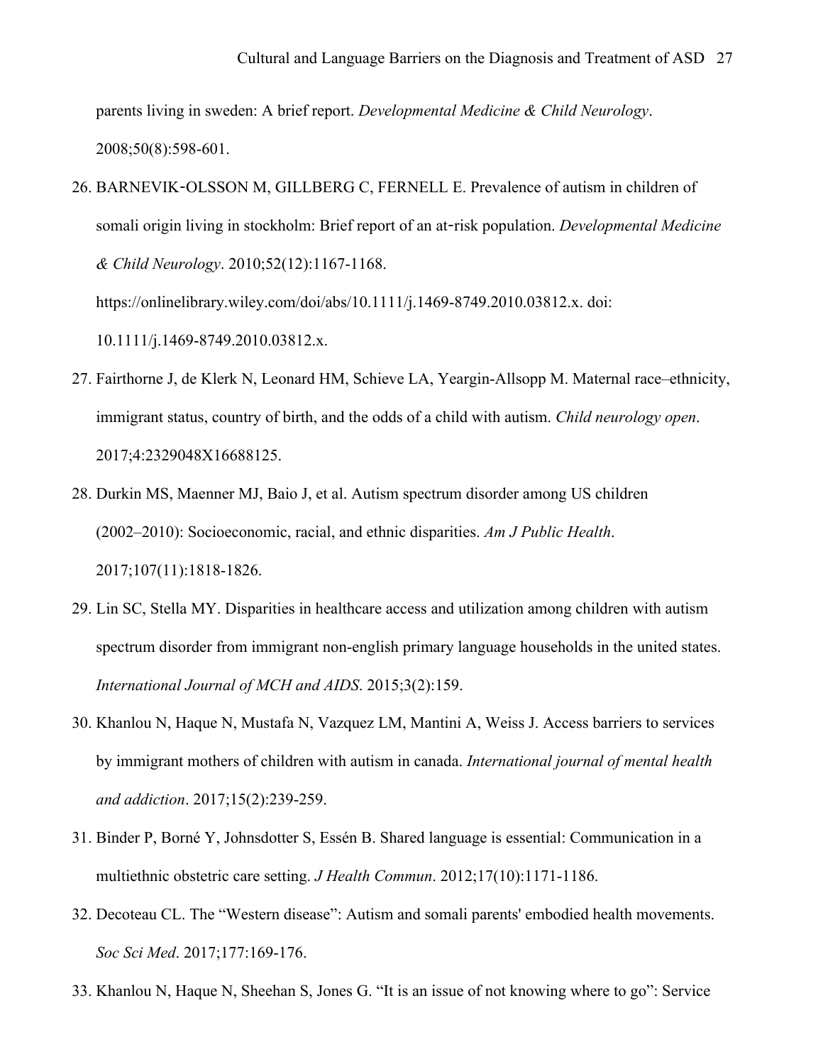parents living in sweden: A brief report. *Developmental Medicine & Child Neurology*. 2008;50(8):598-601.

26. BARNEVIK‐OLSSON M, GILLBERG C, FERNELL E. Prevalence of autism in children of somali origin living in stockholm: Brief report of an at‐risk population. *Developmental Medicine & Child Neurology*. 2010;52(12):1167-1168. https://onlinelibrary.wiley.com/doi/abs/10.1111/j.1469-8749.2010.03812.x. doi: 10.1111/j.1469-8749.2010.03812.x.

27. Fairthorne J, de Klerk N, Leonard HM, Schieve LA, Yeargin-Allsopp M. Maternal race–ethnicity, immigrant status, country of birth, and the odds of a child with autism. *Child neurology open*. 2017;4:2329048X16688125.

28. Durkin MS, Maenner MJ, Baio J, et al. Autism spectrum disorder among US children (2002–2010): Socioeconomic, racial, and ethnic disparities. *Am J Public Health*. 2017;107(11):1818-1826.

29. Lin SC, Stella MY. Disparities in healthcare access and utilization among children with autism spectrum disorder from immigrant non-english primary language households in the united states. *International Journal of MCH and AIDS*. 2015;3(2):159.

30. Khanlou N, Haque N, Mustafa N, Vazquez LM, Mantini A, Weiss J. Access barriers to services by immigrant mothers of children with autism in canada. *International journal of mental health and addiction*. 2017;15(2):239-259.

31. Binder P, Borné Y, Johnsdotter S, Essén B. Shared language is essential: Communication in a multiethnic obstetric care setting. *J Health Commun*. 2012;17(10):1171-1186.

32. Decoteau CL. The "Western disease": Autism and somali parents' embodied health movements. *Soc Sci Med*. 2017;177:169-176.

33. Khanlou N, Haque N, Sheehan S, Jones G. "It is an issue of not knowing where to go": Service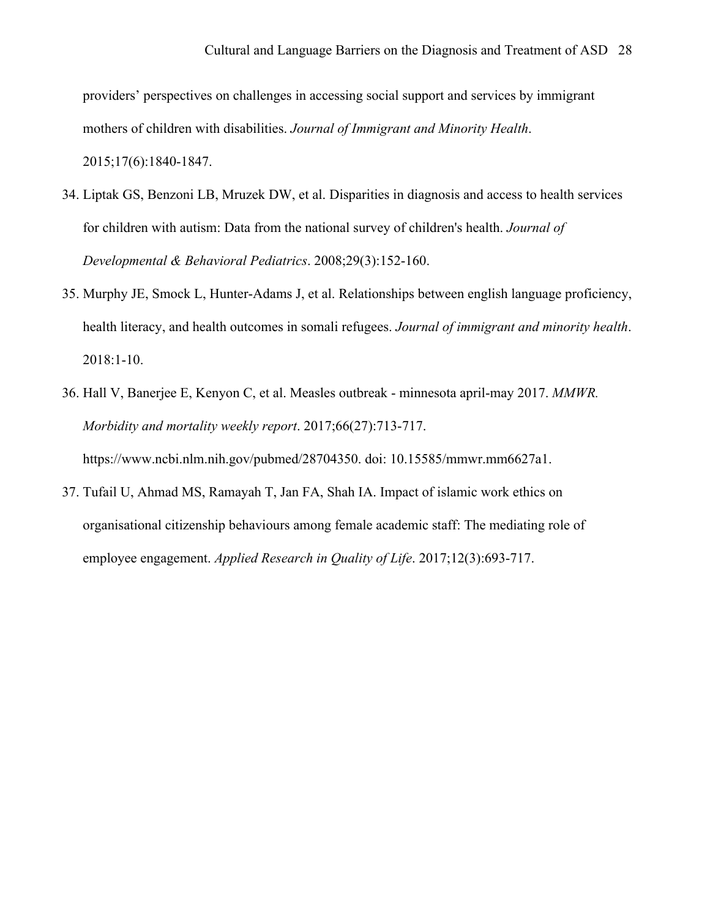providers' perspectives on challenges in accessing social support and services by immigrant mothers of children with disabilities. *Journal of Immigrant and Minority Health*. 2015;17(6):1840-1847.

34. Liptak GS, Benzoni LB, Mruzek DW, et al. Disparities in diagnosis and access to health services for children with autism: Data from the national survey of children's health. *Journal of Developmental & Behavioral Pediatrics*. 2008;29(3):152-160.

35. Murphy JE, Smock L, Hunter-Adams J, et al. Relationships between english language proficiency, health literacy, and health outcomes in somali refugees. *Journal of immigrant and minority health*. 2018:1-10.

36. Hall V, Banerjee E, Kenyon C, et al. Measles outbreak - minnesota april-may 2017. *MMWR. Morbidity and mortality weekly report*. 2017;66(27):713-717. https://www.ncbi.nlm.nih.gov/pubmed/28704350. doi: 10.15585/mmwr.mm6627a1.

37. Tufail U, Ahmad MS, Ramayah T, Jan FA, Shah IA. Impact of islamic work ethics on organisational citizenship behaviours among female academic staff: The mediating role of employee engagement. *Applied Research in Quality of Life*. 2017;12(3):693-717.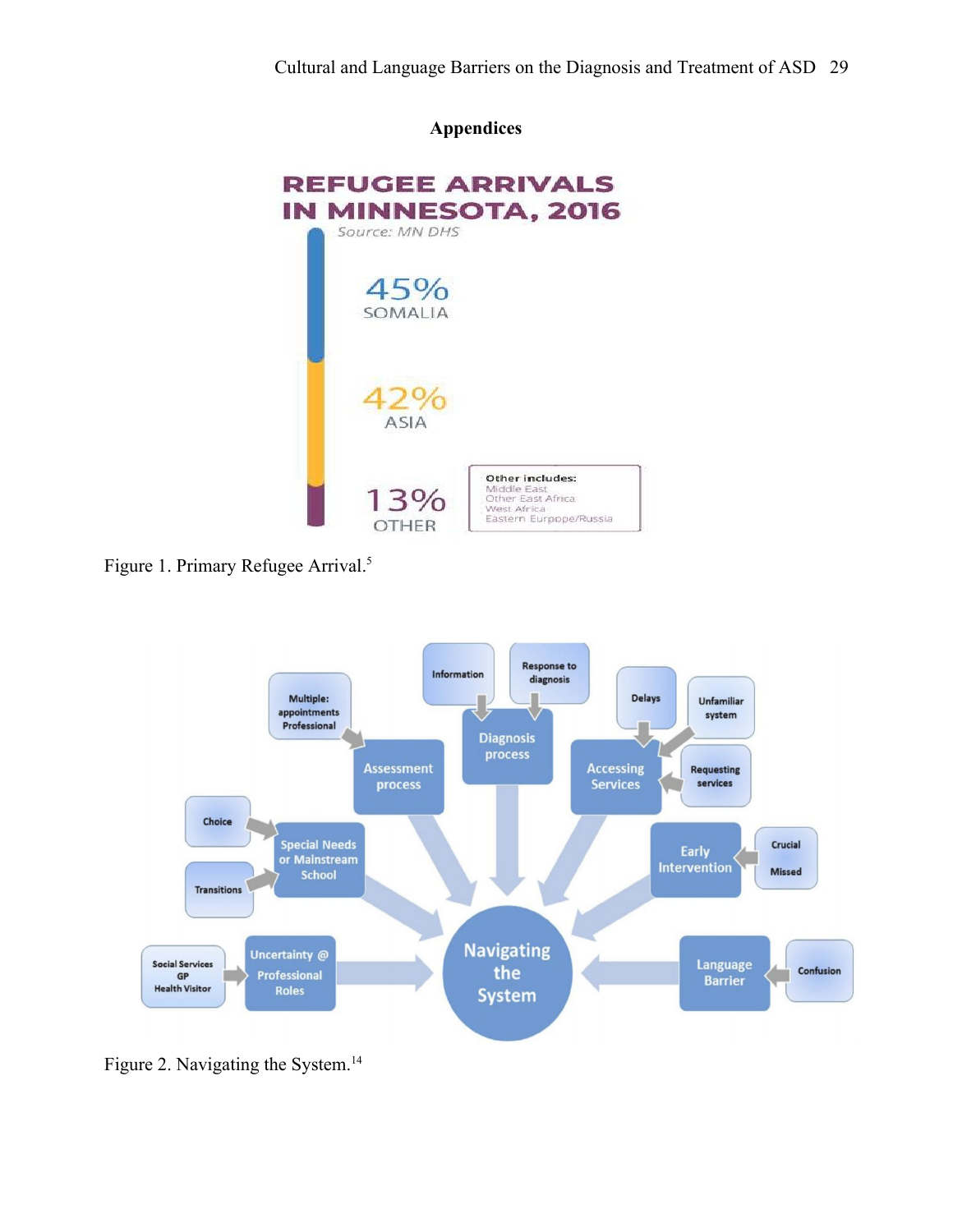# Appendices

REFUGEE ARRIVALS IN MINNESOTA, 2016

Source: MN DHS

45% SOMALIA

42% ASIA

13% OTHER

Other includes: Middle East, Other East Africa, West Africa, Eastern Eurpope/Russia

Figure 1. Primary Refugee Arrival.[5]

Figure 2. Navigating the System.[14]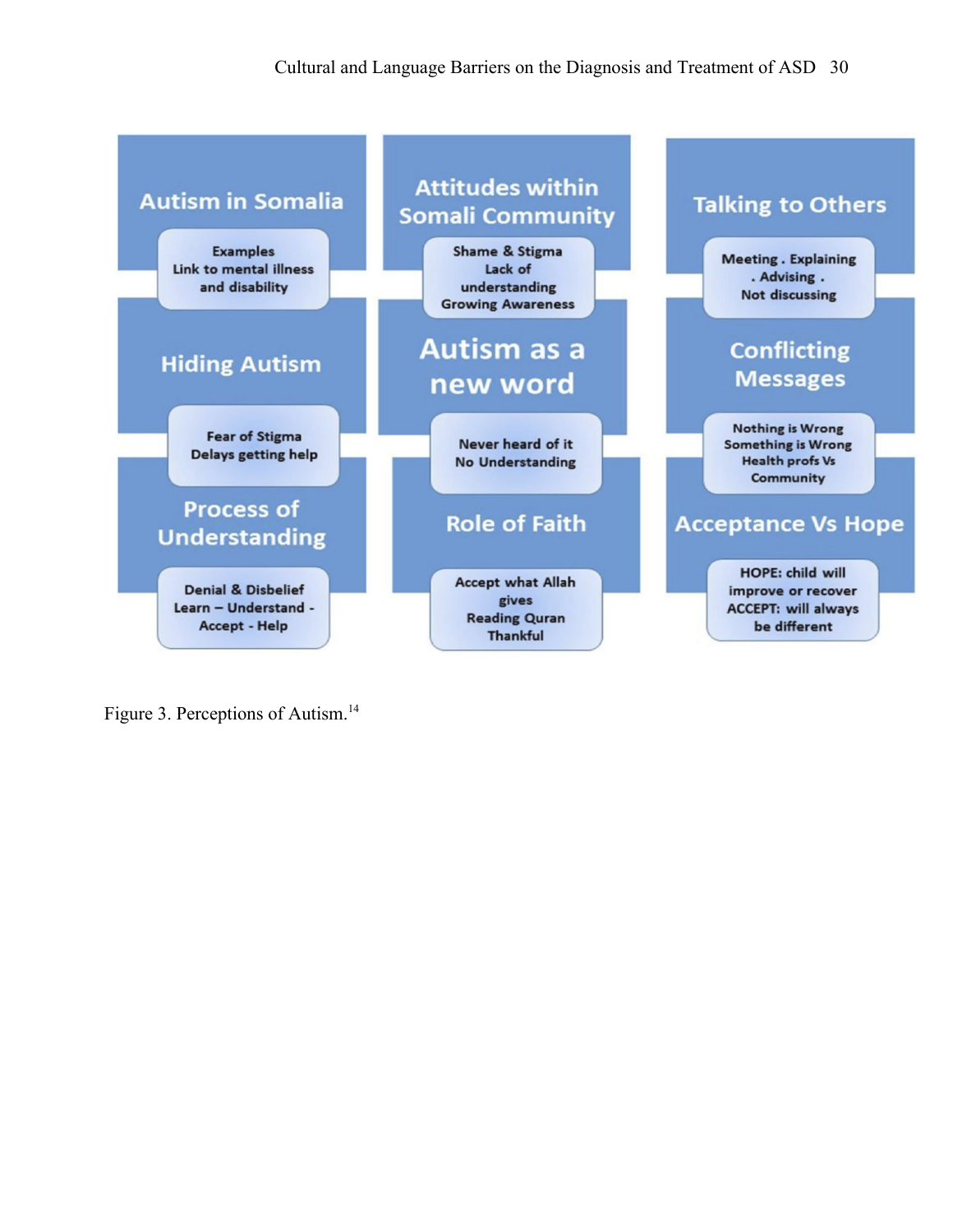| Autism in Somalia | Attitudes within Somali Community | Talking to Others |
| --- | --- | --- |
| Examples<br>Link to mental illness and disability | Shame & Stigma<br>Lack of understanding<br>Growing Awareness | Meeting . Explaining . Advising .<br>Not discussing |
| **Hiding Autism** | **Autism as a new word** | **Conflicting Messages** |
| Fear of Stigma<br>Delays getting help | Never heard of it<br>No Understanding | Nothing is Wrong<br>Something is Wrong<br>Health profs Vs Community |
| **Process of Understanding** | **Role of Faith** | **Acceptance Vs Hope** |
| Denial & Disbelief<br>Learn – Understand - Accept - Help | Accept what Allah gives<br>Reading Quran<br>Thankful | HOPE: child will improve or recover<br>ACCEPT: will always be different |

Figure 3. Perceptions of Autism.[14]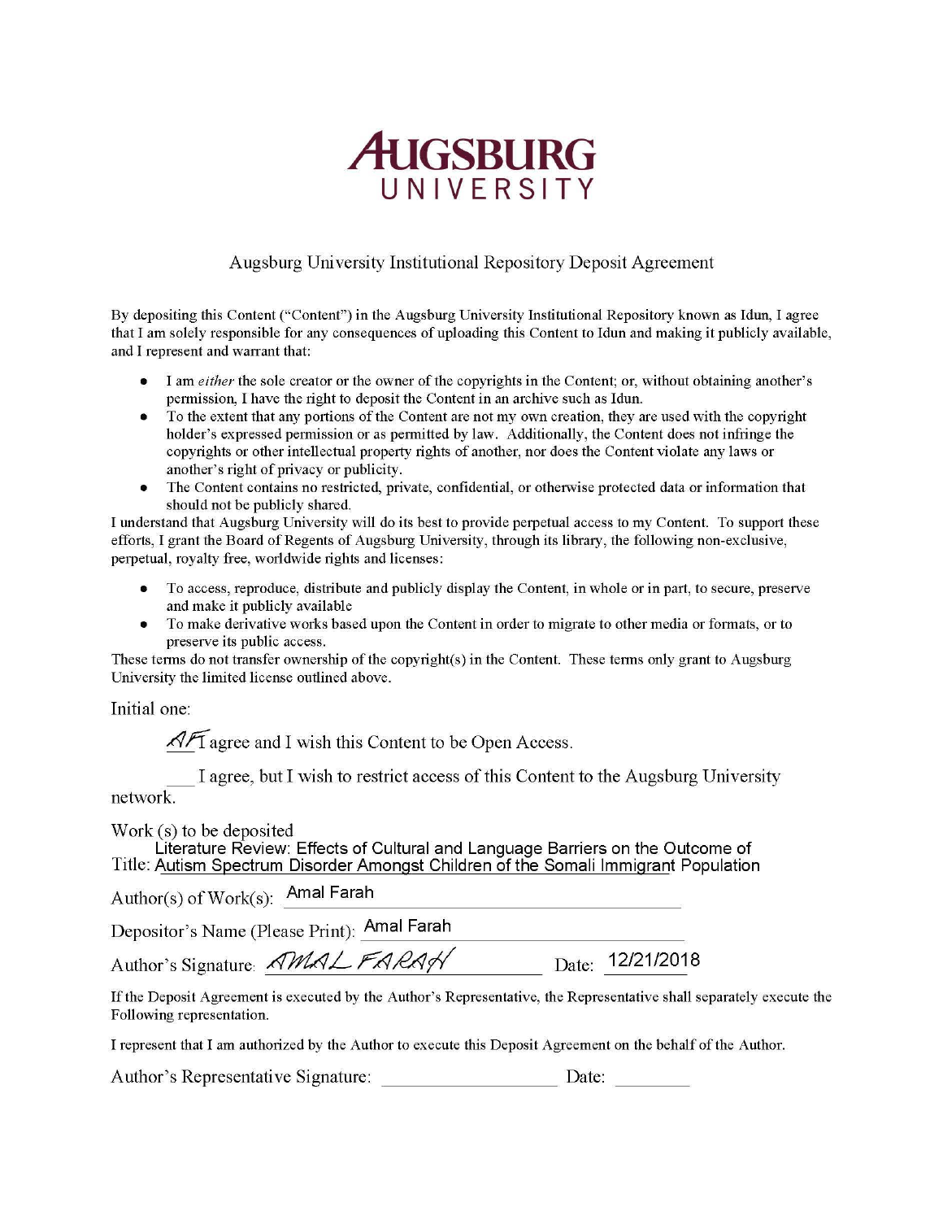# AUGSBURG UNIVERSITY

Augsburg University Institutional Repository Deposit Agreement

By depositing this Content ("Content") in the Augsburg University Institutional Repository known as Idun, I agree that I am solely responsible for any consequences of uploading this Content to Idun and making it publicly available, and I represent and warrant that:

- I am *either* the sole creator or the owner of the copyrights in the Content; or, without obtaining another's permission, I have the right to deposit the Content in an archive such as Idun.
- To the extent that any portions of the Content are not my own creation, they are used with the copyright holder's expressed permission or as permitted by law. Additionally, the Content does not infringe the copyrights or other intellectual property rights of another, nor does the Content violate any laws or another's right of privacy or publicity.
- The Content contains no restricted, private, confidential, or otherwise protected data or information that should not be publicly shared.

I understand that Augsburg University will do its best to provide perpetual access to my Content. To support these efforts, I grant the Board of Regents of Augsburg University, through its library, the following non-exclusive, perpetual, royalty free, worldwide rights and licenses:

- To access, reproduce, distribute and publicly display the Content, in whole or in part, to secure, preserve and make it publicly available
- To make derivative works based upon the Content in order to migrate to other media or formats, or to preserve its public access.

These terms do not transfer ownership of the copyright(s) in the Content. These terms only grant to Augsburg University the limited license outlined above.

Initial one:

AF I agree and I wish this Content to be Open Access.

___ I agree, but I wish to restrict access of this Content to the Augsburg University network.

Work (s) to be deposited

Title: Literature Review: Effects of Cultural and Language Barriers on the Outcome of Autism Spectrum Disorder Amongst Children of the Somali Immigrant Population

Author(s) of Work(s): Amal Farah

Depositor's Name (Please Print): Amal Farah

Author's Signature: AMAL FARAH Date: 12/21/2018

If the Deposit Agreement is executed by the Author's Representative, the Representative shall separately execute the Following representation.

I represent that I am authorized by the Author to execute this Deposit Agreement on the behalf of the Author.

Author's Representative Signature: ________________ Date: ________